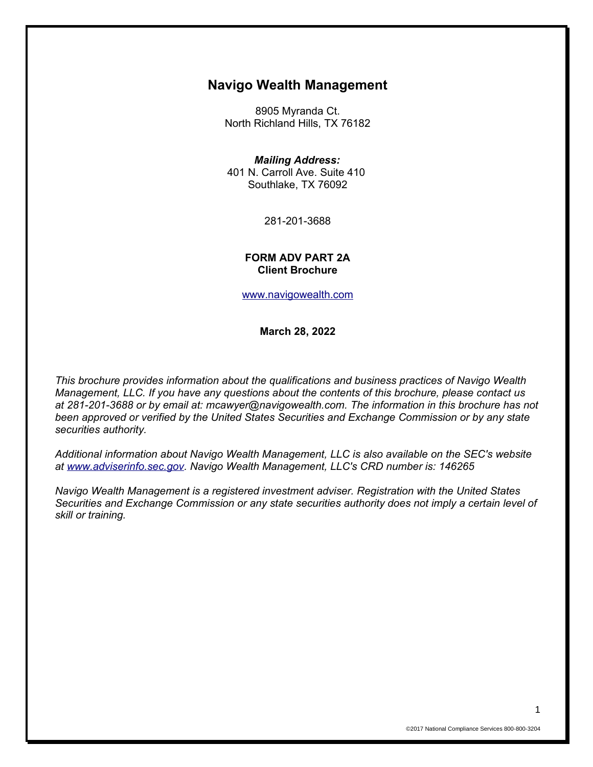# Navigo Wealth Management

8905 Myranda Ct.
North Richland Hills, TX 76182

***Mailing Address:***
401 N. Carroll Ave. Suite 410
Southlake, TX 76092

281-201-3688

**FORM ADV PART 2A**
**Client Brochure**

www.navigowealth.com

**March 28, 2022**

*This brochure provides information about the qualifications and business practices of Navigo Wealth Management, LLC. If you have any questions about the contents of this brochure, please contact us at 281-201-3688 or by email at: mcawyer@navigowealth.com. The information in this brochure has not been approved or verified by the United States Securities and Exchange Commission or by any state securities authority.*

*Additional information about Navigo Wealth Management, LLC is also available on the SEC's website at www.adviserinfo.sec.gov. Navigo Wealth Management, LLC's CRD number is: 146265*

*Navigo Wealth Management is a registered investment adviser. Registration with the United States Securities and Exchange Commission or any state securities authority does not imply a certain level of skill or training.*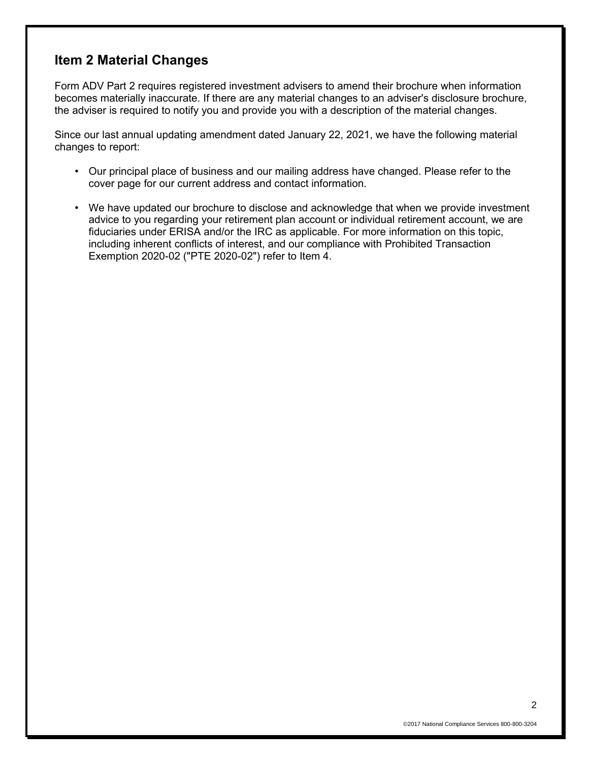## Item 2 Material Changes

Form ADV Part 2 requires registered investment advisers to amend their brochure when information becomes materially inaccurate. If there are any material changes to an adviser's disclosure brochure, the adviser is required to notify you and provide you with a description of the material changes.

Since our last annual updating amendment dated January 22, 2021, we have the following material changes to report:

- Our principal place of business and our mailing address have changed. Please refer to the cover page for our current address and contact information.
- We have updated our brochure to disclose and acknowledge that when we provide investment advice to you regarding your retirement plan account or individual retirement account, we are fiduciaries under ERISA and/or the IRC as applicable. For more information on this topic, including inherent conflicts of interest, and our compliance with Prohibited Transaction Exemption 2020-02 ("PTE 2020-02") refer to Item 4.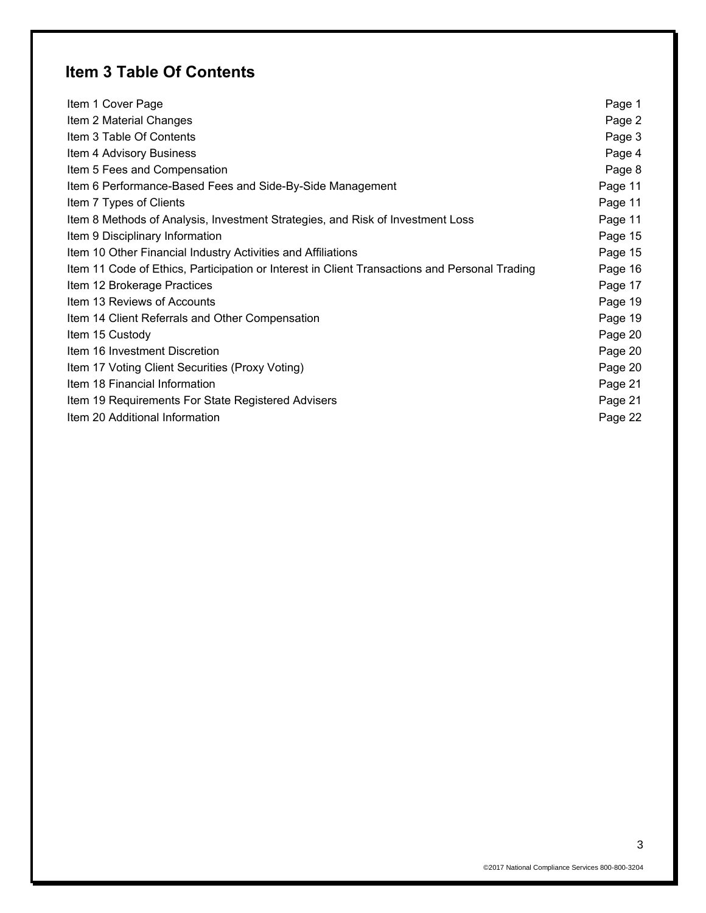## Item 3 Table Of Contents

| | |
|---|---|
| Item 1 Cover Page | Page 1 |
| Item 2 Material Changes | Page 2 |
| Item 3 Table Of Contents | Page 3 |
| Item 4 Advisory Business | Page 4 |
| Item 5 Fees and Compensation | Page 8 |
| Item 6 Performance-Based Fees and Side-By-Side Management | Page 11 |
| Item 7 Types of Clients | Page 11 |
| Item 8 Methods of Analysis, Investment Strategies, and Risk of Investment Loss | Page 11 |
| Item 9 Disciplinary Information | Page 15 |
| Item 10 Other Financial Industry Activities and Affiliations | Page 15 |
| Item 11 Code of Ethics, Participation or Interest in Client Transactions and Personal Trading | Page 16 |
| Item 12 Brokerage Practices | Page 17 |
| Item 13 Reviews of Accounts | Page 19 |
| Item 14 Client Referrals and Other Compensation | Page 19 |
| Item 15 Custody | Page 20 |
| Item 16 Investment Discretion | Page 20 |
| Item 17 Voting Client Securities (Proxy Voting) | Page 20 |
| Item 18 Financial Information | Page 21 |
| Item 19 Requirements For State Registered Advisers | Page 21 |
| Item 20 Additional Information | Page 22 |

©2017 National Compliance Services 800-800-3204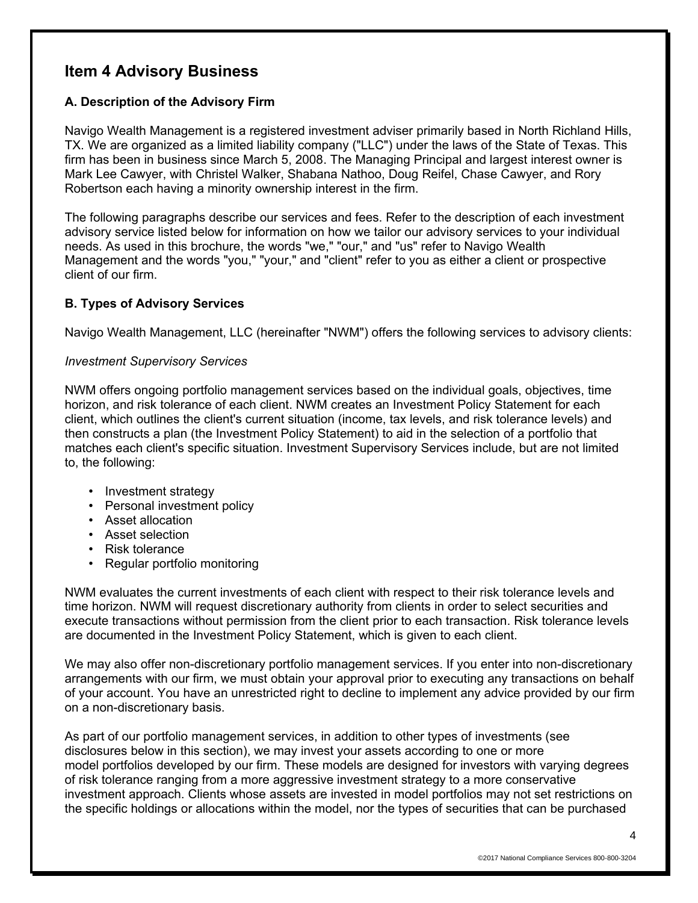## Item 4 Advisory Business

### A. Description of the Advisory Firm

Navigo Wealth Management is a registered investment adviser primarily based in North Richland Hills, TX. We are organized as a limited liability company ("LLC") under the laws of the State of Texas. This firm has been in business since March 5, 2008. The Managing Principal and largest interest owner is Mark Lee Cawyer, with Christel Walker, Shabana Nathoo, Doug Reifel, Chase Cawyer, and Rory Robertson each having a minority ownership interest in the firm.

The following paragraphs describe our services and fees. Refer to the description of each investment advisory service listed below for information on how we tailor our advisory services to your individual needs. As used in this brochure, the words "we," "our," and "us" refer to Navigo Wealth Management and the words "you," "your," and "client" refer to you as either a client or prospective client of our firm.

### B. Types of Advisory Services

Navigo Wealth Management, LLC (hereinafter "NWM") offers the following services to advisory clients:

*Investment Supervisory Services*

NWM offers ongoing portfolio management services based on the individual goals, objectives, time horizon, and risk tolerance of each client. NWM creates an Investment Policy Statement for each client, which outlines the client's current situation (income, tax levels, and risk tolerance levels) and then constructs a plan (the Investment Policy Statement) to aid in the selection of a portfolio that matches each client's specific situation. Investment Supervisory Services include, but are not limited to, the following:

- Investment strategy
- Personal investment policy
- Asset allocation
- Asset selection
- Risk tolerance
- Regular portfolio monitoring

NWM evaluates the current investments of each client with respect to their risk tolerance levels and time horizon. NWM will request discretionary authority from clients in order to select securities and execute transactions without permission from the client prior to each transaction. Risk tolerance levels are documented in the Investment Policy Statement, which is given to each client.

We may also offer non-discretionary portfolio management services. If you enter into non-discretionary arrangements with our firm, we must obtain your approval prior to executing any transactions on behalf of your account. You have an unrestricted right to decline to implement any advice provided by our firm on a non-discretionary basis.

As part of our portfolio management services, in addition to other types of investments (see disclosures below in this section), we may invest your assets according to one or more model portfolios developed by our firm. These models are designed for investors with varying degrees of risk tolerance ranging from a more aggressive investment strategy to a more conservative investment approach. Clients whose assets are invested in model portfolios may not set restrictions on the specific holdings or allocations within the model, nor the types of securities that can be purchased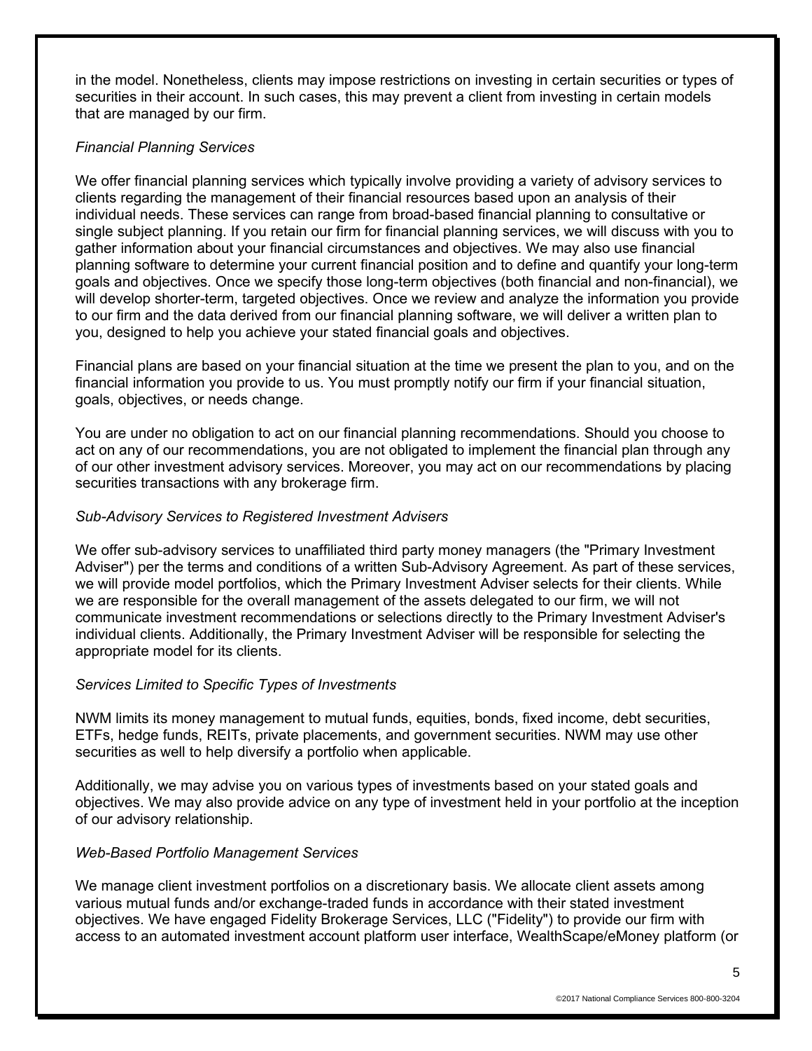in the model. Nonetheless, clients may impose restrictions on investing in certain securities or types of securities in their account. In such cases, this may prevent a client from investing in certain models that are managed by our firm.

*Financial Planning Services*

We offer financial planning services which typically involve providing a variety of advisory services to clients regarding the management of their financial resources based upon an analysis of their individual needs. These services can range from broad-based financial planning to consultative or single subject planning. If you retain our firm for financial planning services, we will discuss with you to gather information about your financial circumstances and objectives. We may also use financial planning software to determine your current financial position and to define and quantify your long-term goals and objectives. Once we specify those long-term objectives (both financial and non-financial), we will develop shorter-term, targeted objectives. Once we review and analyze the information you provide to our firm and the data derived from our financial planning software, we will deliver a written plan to you, designed to help you achieve your stated financial goals and objectives.

Financial plans are based on your financial situation at the time we present the plan to you, and on the financial information you provide to us. You must promptly notify our firm if your financial situation, goals, objectives, or needs change.

You are under no obligation to act on our financial planning recommendations. Should you choose to act on any of our recommendations, you are not obligated to implement the financial plan through any of our other investment advisory services. Moreover, you may act on our recommendations by placing securities transactions with any brokerage firm.

*Sub-Advisory Services to Registered Investment Advisers*

We offer sub-advisory services to unaffiliated third party money managers (the "Primary Investment Adviser") per the terms and conditions of a written Sub-Advisory Agreement. As part of these services, we will provide model portfolios, which the Primary Investment Adviser selects for their clients. While we are responsible for the overall management of the assets delegated to our firm, we will not communicate investment recommendations or selections directly to the Primary Investment Adviser's individual clients. Additionally, the Primary Investment Adviser will be responsible for selecting the appropriate model for its clients.

*Services Limited to Specific Types of Investments*

NWM limits its money management to mutual funds, equities, bonds, fixed income, debt securities, ETFs, hedge funds, REITs, private placements, and government securities. NWM may use other securities as well to help diversify a portfolio when applicable.

Additionally, we may advise you on various types of investments based on your stated goals and objectives. We may also provide advice on any type of investment held in your portfolio at the inception of our advisory relationship.

*Web-Based Portfolio Management Services*

We manage client investment portfolios on a discretionary basis. We allocate client assets among various mutual funds and/or exchange-traded funds in accordance with their stated investment objectives. We have engaged Fidelity Brokerage Services, LLC ("Fidelity") to provide our firm with access to an automated investment account platform user interface, WealthScape/eMoney platform (or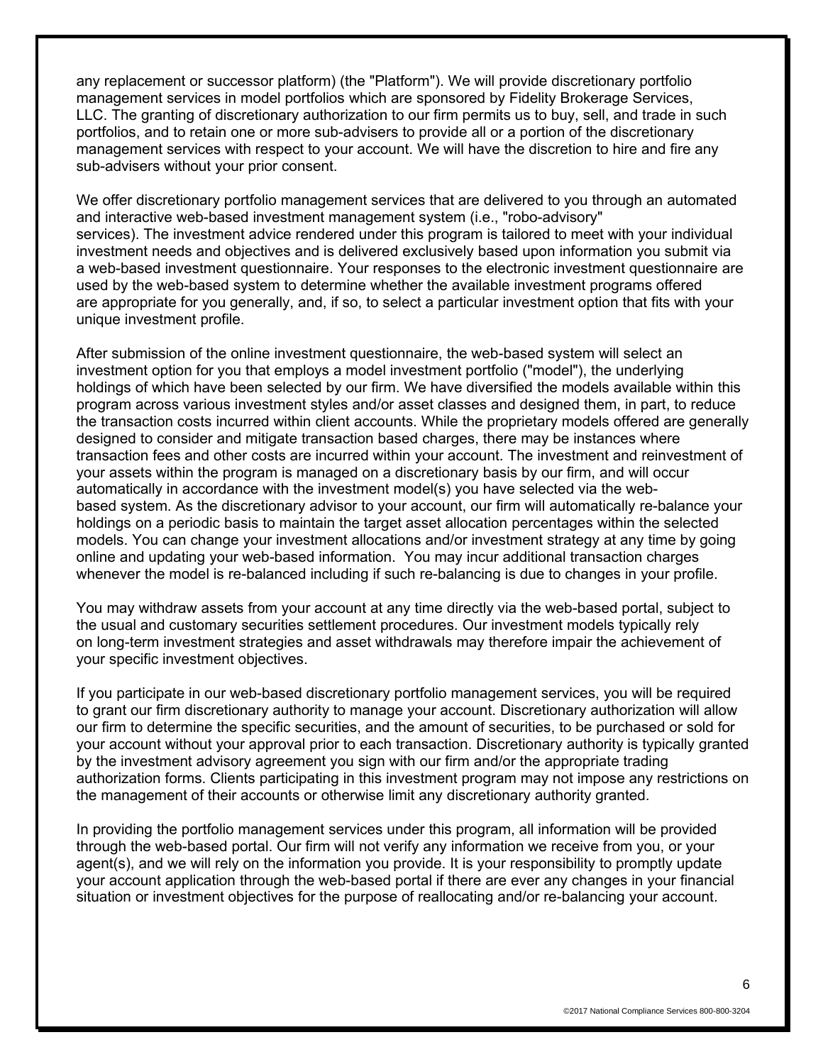any replacement or successor platform) (the "Platform"). We will provide discretionary portfolio management services in model portfolios which are sponsored by Fidelity Brokerage Services, LLC. The granting of discretionary authorization to our firm permits us to buy, sell, and trade in such portfolios, and to retain one or more sub-advisers to provide all or a portion of the discretionary management services with respect to your account. We will have the discretion to hire and fire any sub-advisers without your prior consent.

We offer discretionary portfolio management services that are delivered to you through an automated and interactive web-based investment management system (i.e., "robo-advisory" services). The investment advice rendered under this program is tailored to meet with your individual investment needs and objectives and is delivered exclusively based upon information you submit via a web-based investment questionnaire. Your responses to the electronic investment questionnaire are used by the web-based system to determine whether the available investment programs offered are appropriate for you generally, and, if so, to select a particular investment option that fits with your unique investment profile.

After submission of the online investment questionnaire, the web-based system will select an investment option for you that employs a model investment portfolio ("model"), the underlying holdings of which have been selected by our firm. We have diversified the models available within this program across various investment styles and/or asset classes and designed them, in part, to reduce the transaction costs incurred within client accounts. While the proprietary models offered are generally designed to consider and mitigate transaction based charges, there may be instances where transaction fees and other costs are incurred within your account. The investment and reinvestment of your assets within the program is managed on a discretionary basis by our firm, and will occur automatically in accordance with the investment model(s) you have selected via the web-based system. As the discretionary advisor to your account, our firm will automatically re-balance your holdings on a periodic basis to maintain the target asset allocation percentages within the selected models. You can change your investment allocations and/or investment strategy at any time by going online and updating your web-based information. You may incur additional transaction charges whenever the model is re-balanced including if such re-balancing is due to changes in your profile.

You may withdraw assets from your account at any time directly via the web-based portal, subject to the usual and customary securities settlement procedures. Our investment models typically rely on long-term investment strategies and asset withdrawals may therefore impair the achievement of your specific investment objectives.

If you participate in our web-based discretionary portfolio management services, you will be required to grant our firm discretionary authority to manage your account. Discretionary authorization will allow our firm to determine the specific securities, and the amount of securities, to be purchased or sold for your account without your approval prior to each transaction. Discretionary authority is typically granted by the investment advisory agreement you sign with our firm and/or the appropriate trading authorization forms. Clients participating in this investment program may not impose any restrictions on the management of their accounts or otherwise limit any discretionary authority granted.

In providing the portfolio management services under this program, all information will be provided through the web-based portal. Our firm will not verify any information we receive from you, or your agent(s), and we will rely on the information you provide. It is your responsibility to promptly update your account application through the web-based portal if there are ever any changes in your financial situation or investment objectives for the purpose of reallocating and/or re-balancing your account.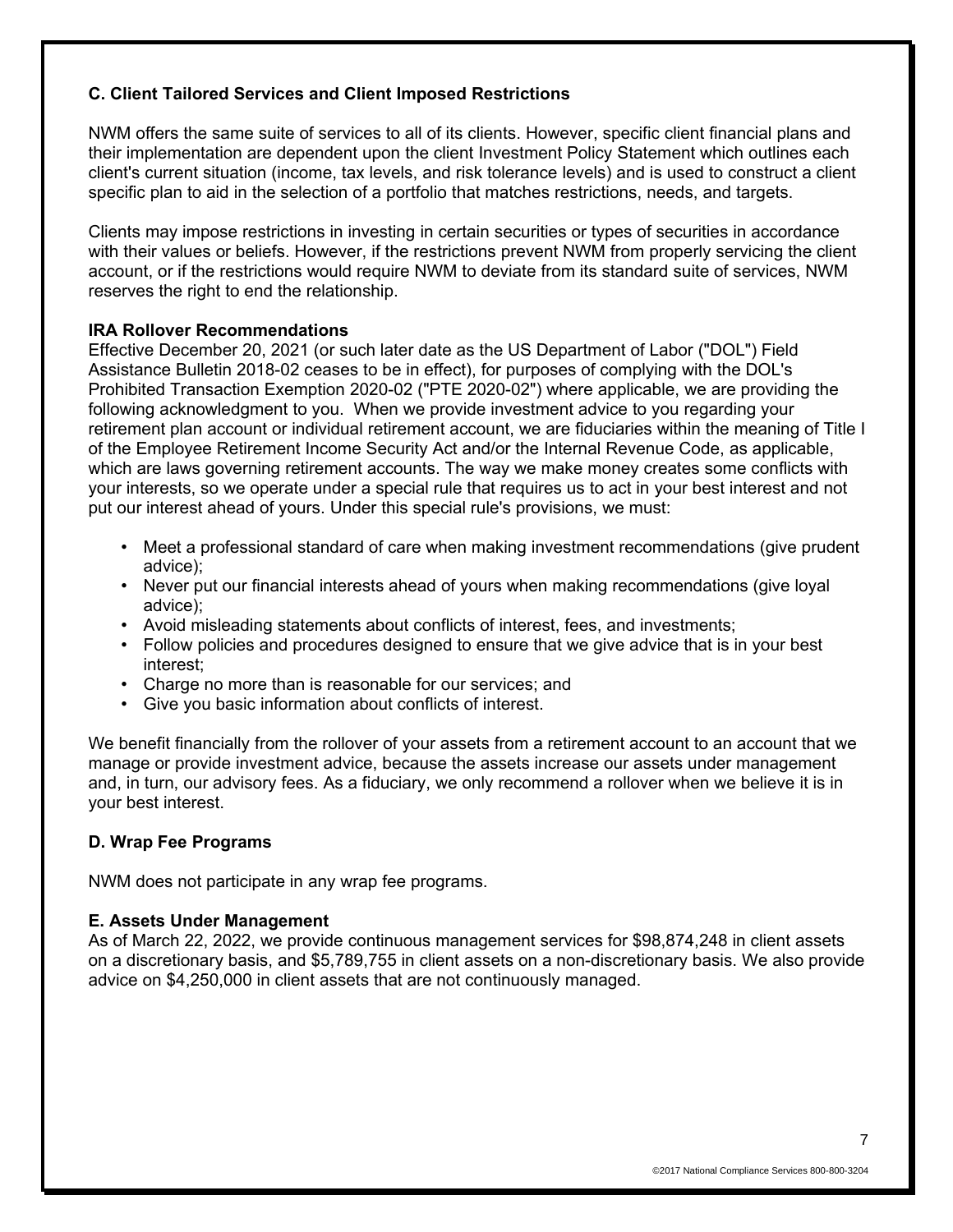### C. Client Tailored Services and Client Imposed Restrictions

NWM offers the same suite of services to all of its clients. However, specific client financial plans and their implementation are dependent upon the client Investment Policy Statement which outlines each client's current situation (income, tax levels, and risk tolerance levels) and is used to construct a client specific plan to aid in the selection of a portfolio that matches restrictions, needs, and targets.

Clients may impose restrictions in investing in certain securities or types of securities in accordance with their values or beliefs. However, if the restrictions prevent NWM from properly servicing the client account, or if the restrictions would require NWM to deviate from its standard suite of services, NWM reserves the right to end the relationship.

**IRA Rollover Recommendations**

Effective December 20, 2021 (or such later date as the US Department of Labor ("DOL") Field Assistance Bulletin 2018-02 ceases to be in effect), for purposes of complying with the DOL's Prohibited Transaction Exemption 2020-02 ("PTE 2020-02") where applicable, we are providing the following acknowledgment to you. When we provide investment advice to you regarding your retirement plan account or individual retirement account, we are fiduciaries within the meaning of Title I of the Employee Retirement Income Security Act and/or the Internal Revenue Code, as applicable, which are laws governing retirement accounts. The way we make money creates some conflicts with your interests, so we operate under a special rule that requires us to act in your best interest and not put our interest ahead of yours. Under this special rule's provisions, we must:

- Meet a professional standard of care when making investment recommendations (give prudent advice);
- Never put our financial interests ahead of yours when making recommendations (give loyal advice);
- Avoid misleading statements about conflicts of interest, fees, and investments;
- Follow policies and procedures designed to ensure that we give advice that is in your best interest;
- Charge no more than is reasonable for our services; and
- Give you basic information about conflicts of interest.

We benefit financially from the rollover of your assets from a retirement account to an account that we manage or provide investment advice, because the assets increase our assets under management and, in turn, our advisory fees. As a fiduciary, we only recommend a rollover when we believe it is in your best interest.

### D. Wrap Fee Programs

NWM does not participate in any wrap fee programs.

### E. Assets Under Management

As of March 22, 2022, we provide continuous management services for $98,874,248 in client assets on a discretionary basis, and $5,789,755 in client assets on a non-discretionary basis. We also provide advice on $4,250,000 in client assets that are not continuously managed.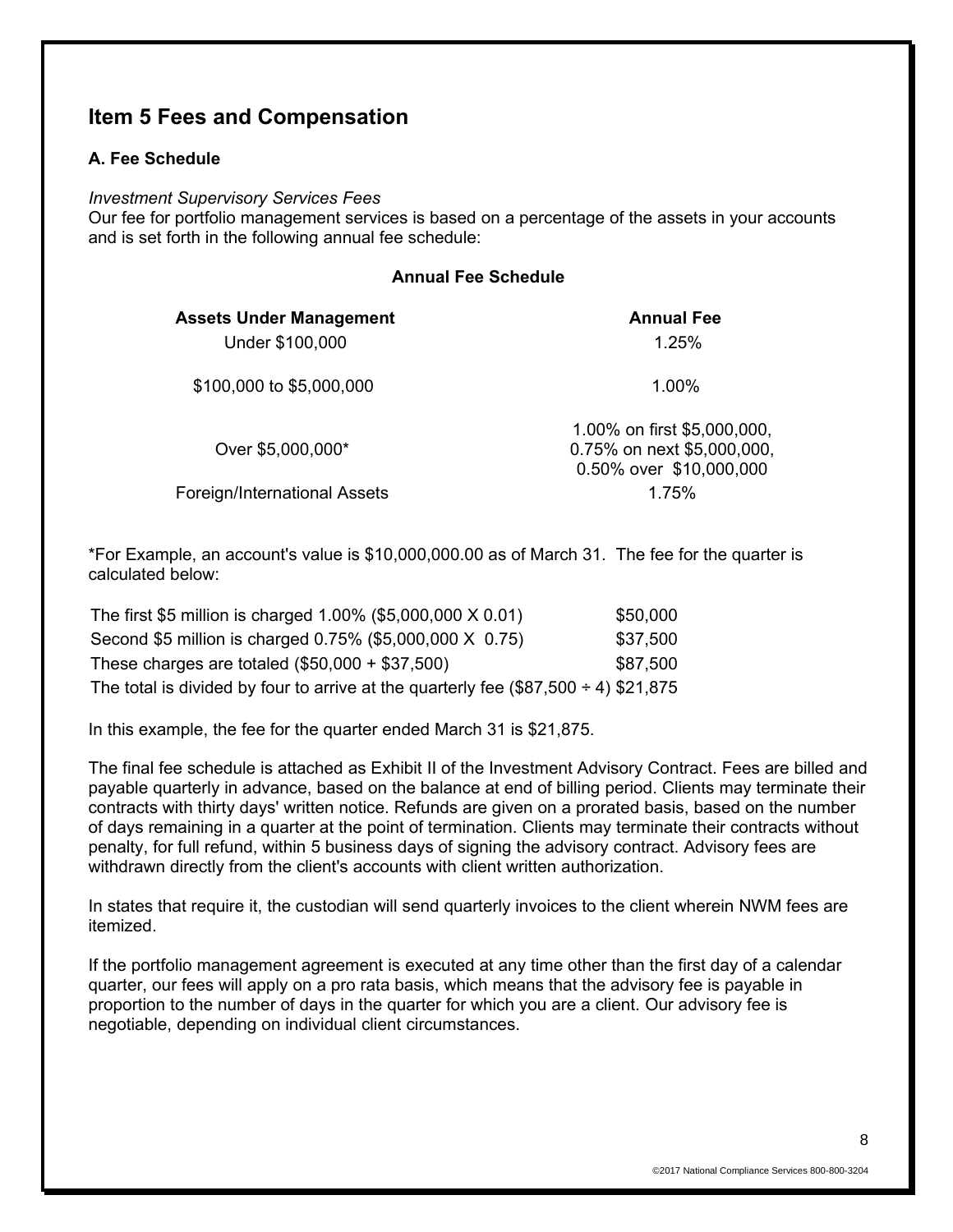## Item 5 Fees and Compensation

### A. Fee Schedule

*Investment Supervisory Services Fees*
Our fee for portfolio management services is based on a percentage of the assets in your accounts and is set forth in the following annual fee schedule:

**Annual Fee Schedule**

| Assets Under Management | Annual Fee |
|---|---|
| Under $100,000 | 1.25% |
| $100,000 to $5,000,000 | 1.00% |
| Over $5,000,000* | 1.00% on first $5,000,000, 0.75% on next $5,000,000, 0.50% over $10,000,000 |
| Foreign/International Assets | 1.75% |

*For Example, an account's value is $10,000,000.00 as of March 31. The fee for the quarter is calculated below:

| | |
|---|---|
| The first $5 million is charged 1.00% ($5,000,000 X 0.01) | $50,000 |
| Second $5 million is charged 0.75% ($5,000,000 X 0.75) | $37,500 |
| These charges are totaled ($50,000 + $37,500) | $87,500 |
| The total is divided by four to arrive at the quarterly fee ($87,500 ÷ 4) | $21,875 |

In this example, the fee for the quarter ended March 31 is $21,875.

The final fee schedule is attached as Exhibit II of the Investment Advisory Contract. Fees are billed and payable quarterly in advance, based on the balance at end of billing period. Clients may terminate their contracts with thirty days' written notice. Refunds are given on a prorated basis, based on the number of days remaining in a quarter at the point of termination. Clients may terminate their contracts without penalty, for full refund, within 5 business days of signing the advisory contract. Advisory fees are withdrawn directly from the client's accounts with client written authorization.

In states that require it, the custodian will send quarterly invoices to the client wherein NWM fees are itemized.

If the portfolio management agreement is executed at any time other than the first day of a calendar quarter, our fees will apply on a pro rata basis, which means that the advisory fee is payable in proportion to the number of days in the quarter for which you are a client. Our advisory fee is negotiable, depending on individual client circumstances.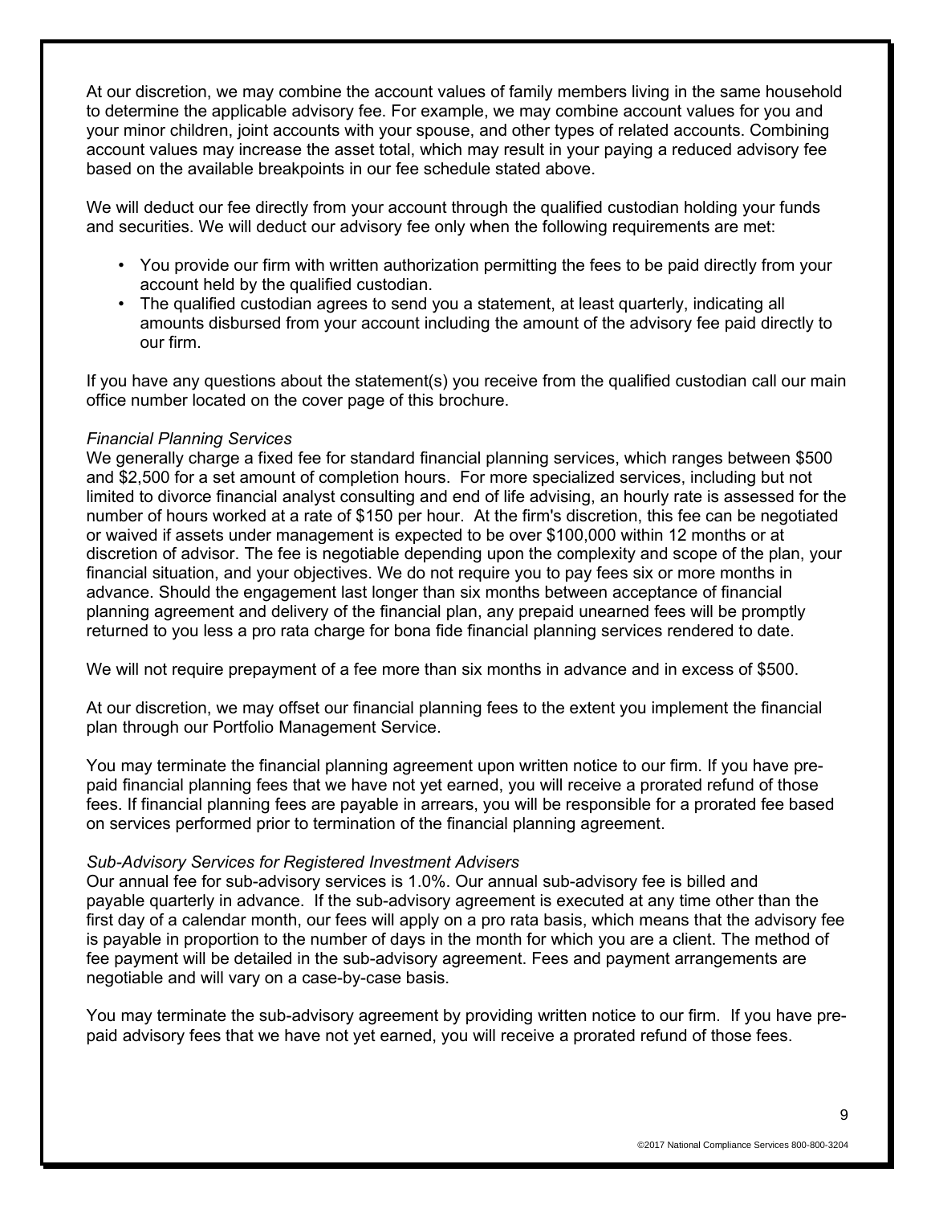At our discretion, we may combine the account values of family members living in the same household to determine the applicable advisory fee. For example, we may combine account values for you and your minor children, joint accounts with your spouse, and other types of related accounts. Combining account values may increase the asset total, which may result in your paying a reduced advisory fee based on the available breakpoints in our fee schedule stated above.

We will deduct our fee directly from your account through the qualified custodian holding your funds and securities. We will deduct our advisory fee only when the following requirements are met:

- You provide our firm with written authorization permitting the fees to be paid directly from your account held by the qualified custodian.
- The qualified custodian agrees to send you a statement, at least quarterly, indicating all amounts disbursed from your account including the amount of the advisory fee paid directly to our firm.

If you have any questions about the statement(s) you receive from the qualified custodian call our main office number located on the cover page of this brochure.

*Financial Planning Services*
We generally charge a fixed fee for standard financial planning services, which ranges between $500 and $2,500 for a set amount of completion hours. For more specialized services, including but not limited to divorce financial analyst consulting and end of life advising, an hourly rate is assessed for the number of hours worked at a rate of $150 per hour. At the firm's discretion, this fee can be negotiated or waived if assets under management is expected to be over $100,000 within 12 months or at discretion of advisor. The fee is negotiable depending upon the complexity and scope of the plan, your financial situation, and your objectives. We do not require you to pay fees six or more months in advance. Should the engagement last longer than six months between acceptance of financial planning agreement and delivery of the financial plan, any prepaid unearned fees will be promptly returned to you less a pro rata charge for bona fide financial planning services rendered to date.

We will not require prepayment of a fee more than six months in advance and in excess of $500.

At our discretion, we may offset our financial planning fees to the extent you implement the financial plan through our Portfolio Management Service.

You may terminate the financial planning agreement upon written notice to our firm. If you have pre-paid financial planning fees that we have not yet earned, you will receive a prorated refund of those fees. If financial planning fees are payable in arrears, you will be responsible for a prorated fee based on services performed prior to termination of the financial planning agreement.

*Sub-Advisory Services for Registered Investment Advisers*
Our annual fee for sub-advisory services is 1.0%. Our annual sub-advisory fee is billed and payable quarterly in advance. If the sub-advisory agreement is executed at any time other than the first day of a calendar month, our fees will apply on a pro rata basis, which means that the advisory fee is payable in proportion to the number of days in the month for which you are a client. The method of fee payment will be detailed in the sub-advisory agreement. Fees and payment arrangements are negotiable and will vary on a case-by-case basis.

You may terminate the sub-advisory agreement by providing written notice to our firm. If you have pre-paid advisory fees that we have not yet earned, you will receive a prorated refund of those fees.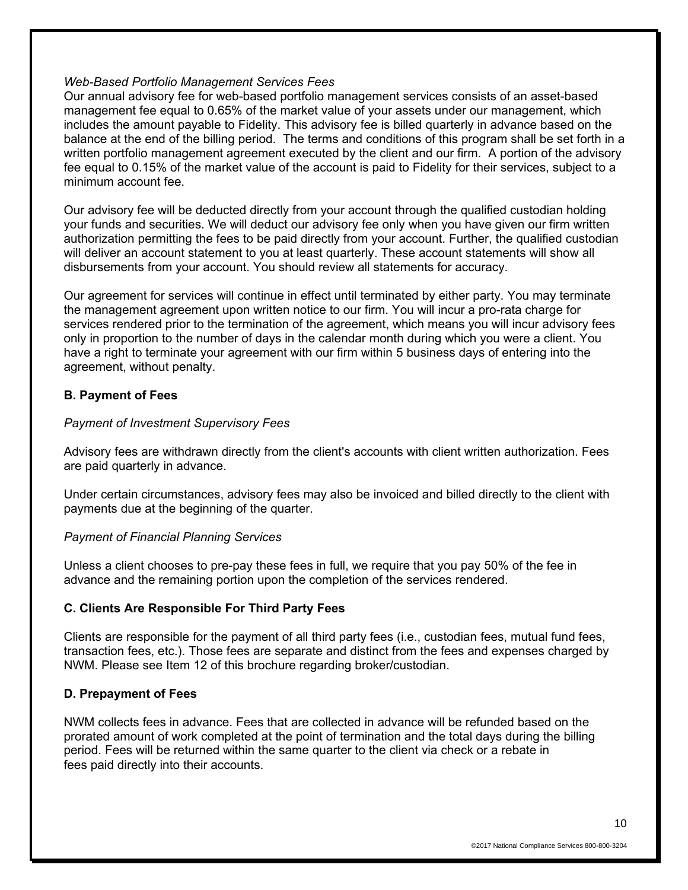*Web-Based Portfolio Management Services Fees*

Our annual advisory fee for web-based portfolio management services consists of an asset-based management fee equal to 0.65% of the market value of your assets under our management, which includes the amount payable to Fidelity. This advisory fee is billed quarterly in advance based on the balance at the end of the billing period. The terms and conditions of this program shall be set forth in a written portfolio management agreement executed by the client and our firm. A portion of the advisory fee equal to 0.15% of the market value of the account is paid to Fidelity for their services, subject to a minimum account fee.

Our advisory fee will be deducted directly from your account through the qualified custodian holding your funds and securities. We will deduct our advisory fee only when you have given our firm written authorization permitting the fees to be paid directly from your account. Further, the qualified custodian will deliver an account statement to you at least quarterly. These account statements will show all disbursements from your account. You should review all statements for accuracy.

Our agreement for services will continue in effect until terminated by either party. You may terminate the management agreement upon written notice to our firm. You will incur a pro-rata charge for services rendered prior to the termination of the agreement, which means you will incur advisory fees only in proportion to the number of days in the calendar month during which you were a client. You have a right to terminate your agreement with our firm within 5 business days of entering into the agreement, without penalty.

**B. Payment of Fees**

*Payment of Investment Supervisory Fees*

Advisory fees are withdrawn directly from the client's accounts with client written authorization. Fees are paid quarterly in advance.

Under certain circumstances, advisory fees may also be invoiced and billed directly to the client with payments due at the beginning of the quarter.

*Payment of Financial Planning Services*

Unless a client chooses to pre-pay these fees in full, we require that you pay 50% of the fee in advance and the remaining portion upon the completion of the services rendered.

**C. Clients Are Responsible For Third Party Fees**

Clients are responsible for the payment of all third party fees (i.e., custodian fees, mutual fund fees, transaction fees, etc.). Those fees are separate and distinct from the fees and expenses charged by NWM. Please see Item 12 of this brochure regarding broker/custodian.

**D. Prepayment of Fees**

NWM collects fees in advance. Fees that are collected in advance will be refunded based on the prorated amount of work completed at the point of termination and the total days during the billing period. Fees will be returned within the same quarter to the client via check or a rebate in fees paid directly into their accounts.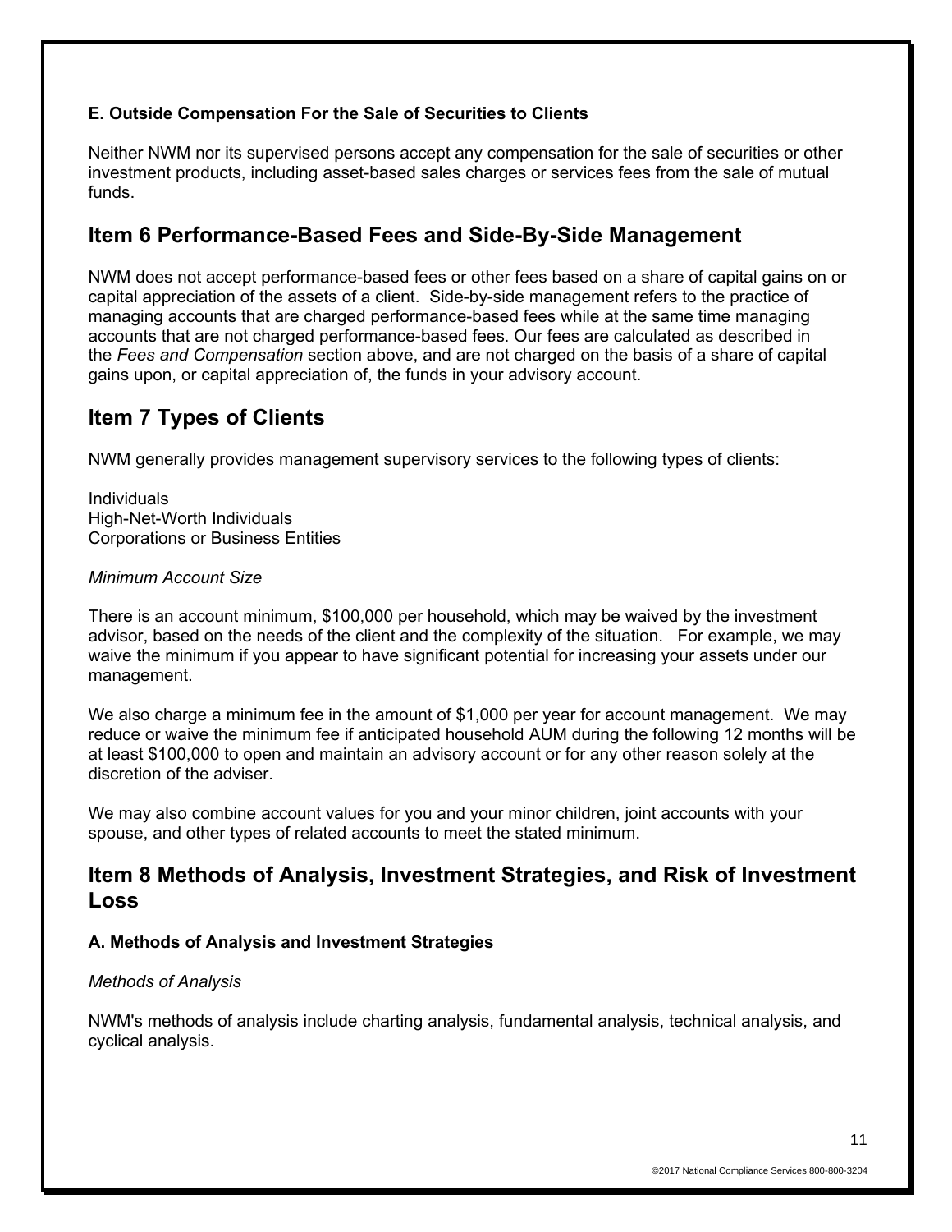#### E. Outside Compensation For the Sale of Securities to Clients

Neither NWM nor its supervised persons accept any compensation for the sale of securities or other investment products, including asset-based sales charges or services fees from the sale of mutual funds.

## Item 6 Performance-Based Fees and Side-By-Side Management

NWM does not accept performance-based fees or other fees based on a share of capital gains on or capital appreciation of the assets of a client. Side-by-side management refers to the practice of managing accounts that are charged performance-based fees while at the same time managing accounts that are not charged performance-based fees. Our fees are calculated as described in the *Fees and Compensation* section above, and are not charged on the basis of a share of capital gains upon, or capital appreciation of, the funds in your advisory account.

## Item 7 Types of Clients

NWM generally provides management supervisory services to the following types of clients:

Individuals
High-Net-Worth Individuals
Corporations or Business Entities

*Minimum Account Size*

There is an account minimum, $100,000 per household, which may be waived by the investment advisor, based on the needs of the client and the complexity of the situation. For example, we may waive the minimum if you appear to have significant potential for increasing your assets under our management.

We also charge a minimum fee in the amount of $1,000 per year for account management. We may reduce or waive the minimum fee if anticipated household AUM during the following 12 months will be at least $100,000 to open and maintain an advisory account or for any other reason solely at the discretion of the adviser.

We may also combine account values for you and your minor children, joint accounts with your spouse, and other types of related accounts to meet the stated minimum.

## Item 8 Methods of Analysis, Investment Strategies, and Risk of Investment Loss

#### A. Methods of Analysis and Investment Strategies

*Methods of Analysis*

NWM's methods of analysis include charting analysis, fundamental analysis, technical analysis, and cyclical analysis.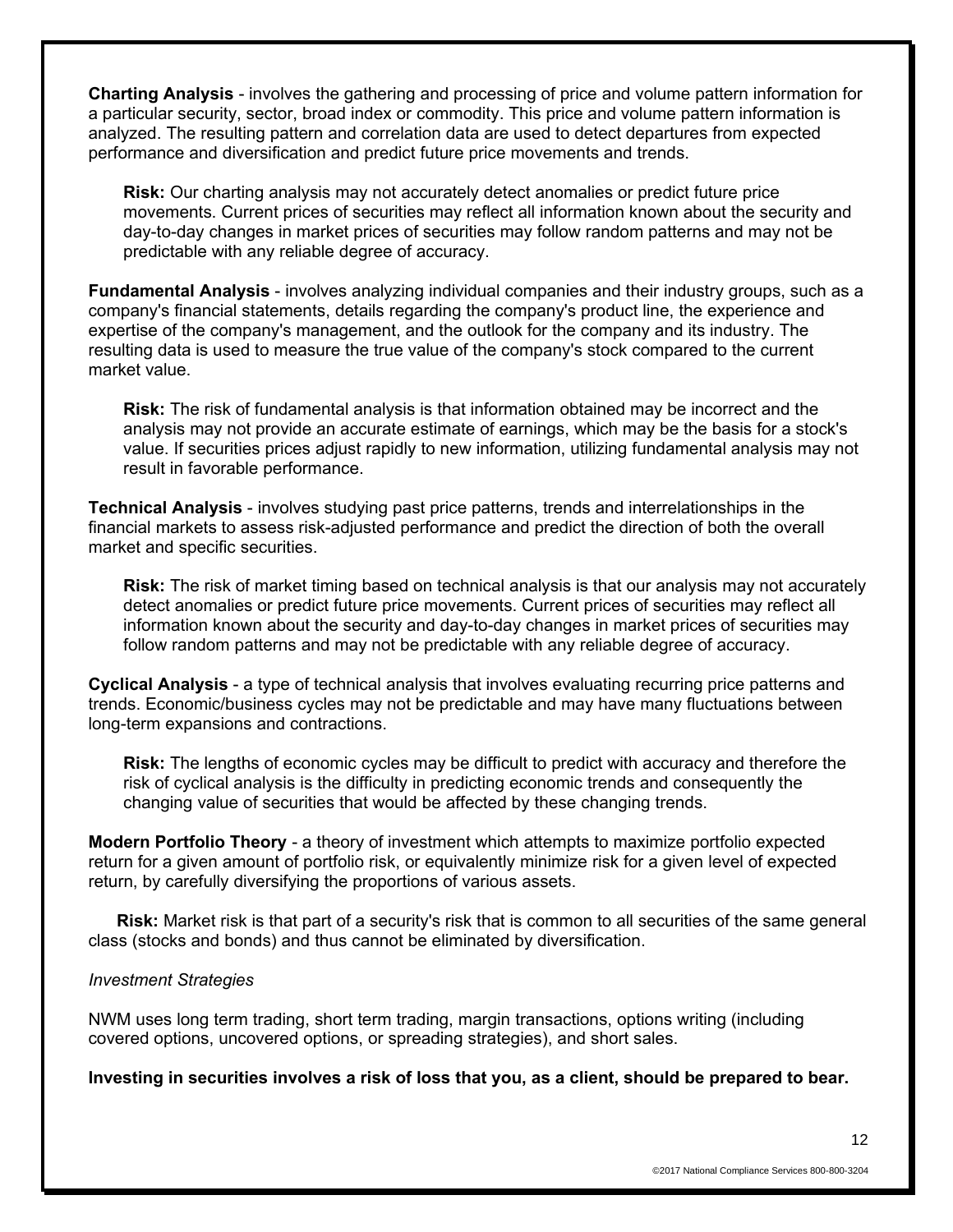**Charting Analysis** - involves the gathering and processing of price and volume pattern information for a particular security, sector, broad index or commodity. This price and volume pattern information is analyzed. The resulting pattern and correlation data are used to detect departures from expected performance and diversification and predict future price movements and trends.

> **Risk:** Our charting analysis may not accurately detect anomalies or predict future price movements. Current prices of securities may reflect all information known about the security and day-to-day changes in market prices of securities may follow random patterns and may not be predictable with any reliable degree of accuracy.

**Fundamental Analysis** - involves analyzing individual companies and their industry groups, such as a company's financial statements, details regarding the company's product line, the experience and expertise of the company's management, and the outlook for the company and its industry. The resulting data is used to measure the true value of the company's stock compared to the current market value.

> **Risk:** The risk of fundamental analysis is that information obtained may be incorrect and the analysis may not provide an accurate estimate of earnings, which may be the basis for a stock's value. If securities prices adjust rapidly to new information, utilizing fundamental analysis may not result in favorable performance.

**Technical Analysis** - involves studying past price patterns, trends and interrelationships in the financial markets to assess risk-adjusted performance and predict the direction of both the overall market and specific securities.

> **Risk:** The risk of market timing based on technical analysis is that our analysis may not accurately detect anomalies or predict future price movements. Current prices of securities may reflect all information known about the security and day-to-day changes in market prices of securities may follow random patterns and may not be predictable with any reliable degree of accuracy.

**Cyclical Analysis** - a type of technical analysis that involves evaluating recurring price patterns and trends. Economic/business cycles may not be predictable and may have many fluctuations between long-term expansions and contractions.

> **Risk:** The lengths of economic cycles may be difficult to predict with accuracy and therefore the risk of cyclical analysis is the difficulty in predicting economic trends and consequently the changing value of securities that would be affected by these changing trends.

**Modern Portfolio Theory** - a theory of investment which attempts to maximize portfolio expected return for a given amount of portfolio risk, or equivalently minimize risk for a given level of expected return, by carefully diversifying the proportions of various assets.

**Risk:** Market risk is that part of a security's risk that is common to all securities of the same general class (stocks and bonds) and thus cannot be eliminated by diversification.

*Investment Strategies*

NWM uses long term trading, short term trading, margin transactions, options writing (including covered options, uncovered options, or spreading strategies), and short sales.

**Investing in securities involves a risk of loss that you, as a client, should be prepared to bear.**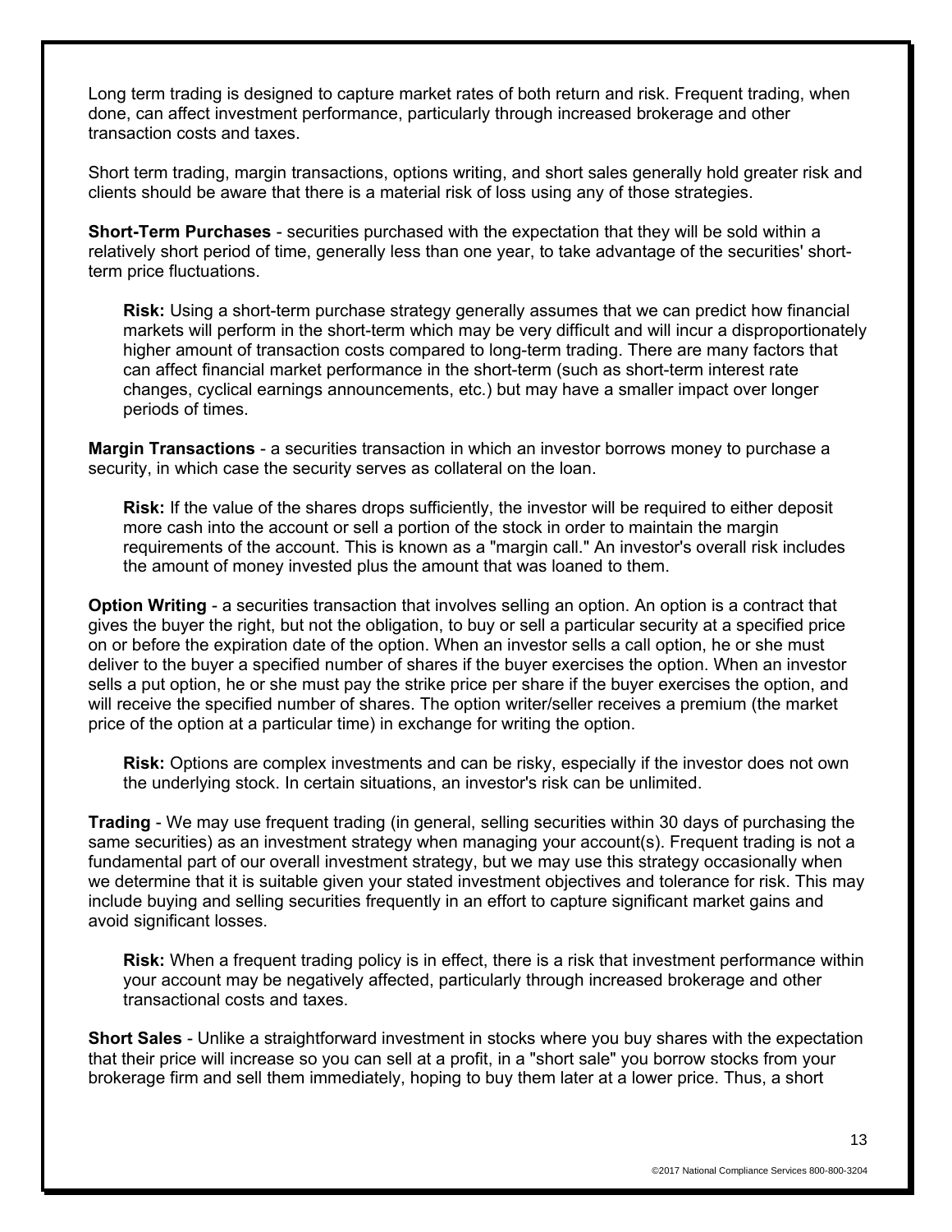Long term trading is designed to capture market rates of both return and risk. Frequent trading, when done, can affect investment performance, particularly through increased brokerage and other transaction costs and taxes.

Short term trading, margin transactions, options writing, and short sales generally hold greater risk and clients should be aware that there is a material risk of loss using any of those strategies.

**Short-Term Purchases** - securities purchased with the expectation that they will be sold within a relatively short period of time, generally less than one year, to take advantage of the securities' short-term price fluctuations.

> **Risk:** Using a short-term purchase strategy generally assumes that we can predict how financial markets will perform in the short-term which may be very difficult and will incur a disproportionately higher amount of transaction costs compared to long-term trading. There are many factors that can affect financial market performance in the short-term (such as short-term interest rate changes, cyclical earnings announcements, etc.) but may have a smaller impact over longer periods of times.

**Margin Transactions** - a securities transaction in which an investor borrows money to purchase a security, in which case the security serves as collateral on the loan.

> **Risk:** If the value of the shares drops sufficiently, the investor will be required to either deposit more cash into the account or sell a portion of the stock in order to maintain the margin requirements of the account. This is known as a "margin call." An investor's overall risk includes the amount of money invested plus the amount that was loaned to them.

**Option Writing** - a securities transaction that involves selling an option. An option is a contract that gives the buyer the right, but not the obligation, to buy or sell a particular security at a specified price on or before the expiration date of the option. When an investor sells a call option, he or she must deliver to the buyer a specified number of shares if the buyer exercises the option. When an investor sells a put option, he or she must pay the strike price per share if the buyer exercises the option, and will receive the specified number of shares. The option writer/seller receives a premium (the market price of the option at a particular time) in exchange for writing the option.

> **Risk:** Options are complex investments and can be risky, especially if the investor does not own the underlying stock. In certain situations, an investor's risk can be unlimited.

**Trading** - We may use frequent trading (in general, selling securities within 30 days of purchasing the same securities) as an investment strategy when managing your account(s). Frequent trading is not a fundamental part of our overall investment strategy, but we may use this strategy occasionally when we determine that it is suitable given your stated investment objectives and tolerance for risk. This may include buying and selling securities frequently in an effort to capture significant market gains and avoid significant losses.

> **Risk:** When a frequent trading policy is in effect, there is a risk that investment performance within your account may be negatively affected, particularly through increased brokerage and other transactional costs and taxes.

**Short Sales** - Unlike a straightforward investment in stocks where you buy shares with the expectation that their price will increase so you can sell at a profit, in a "short sale" you borrow stocks from your brokerage firm and sell them immediately, hoping to buy them later at a lower price. Thus, a short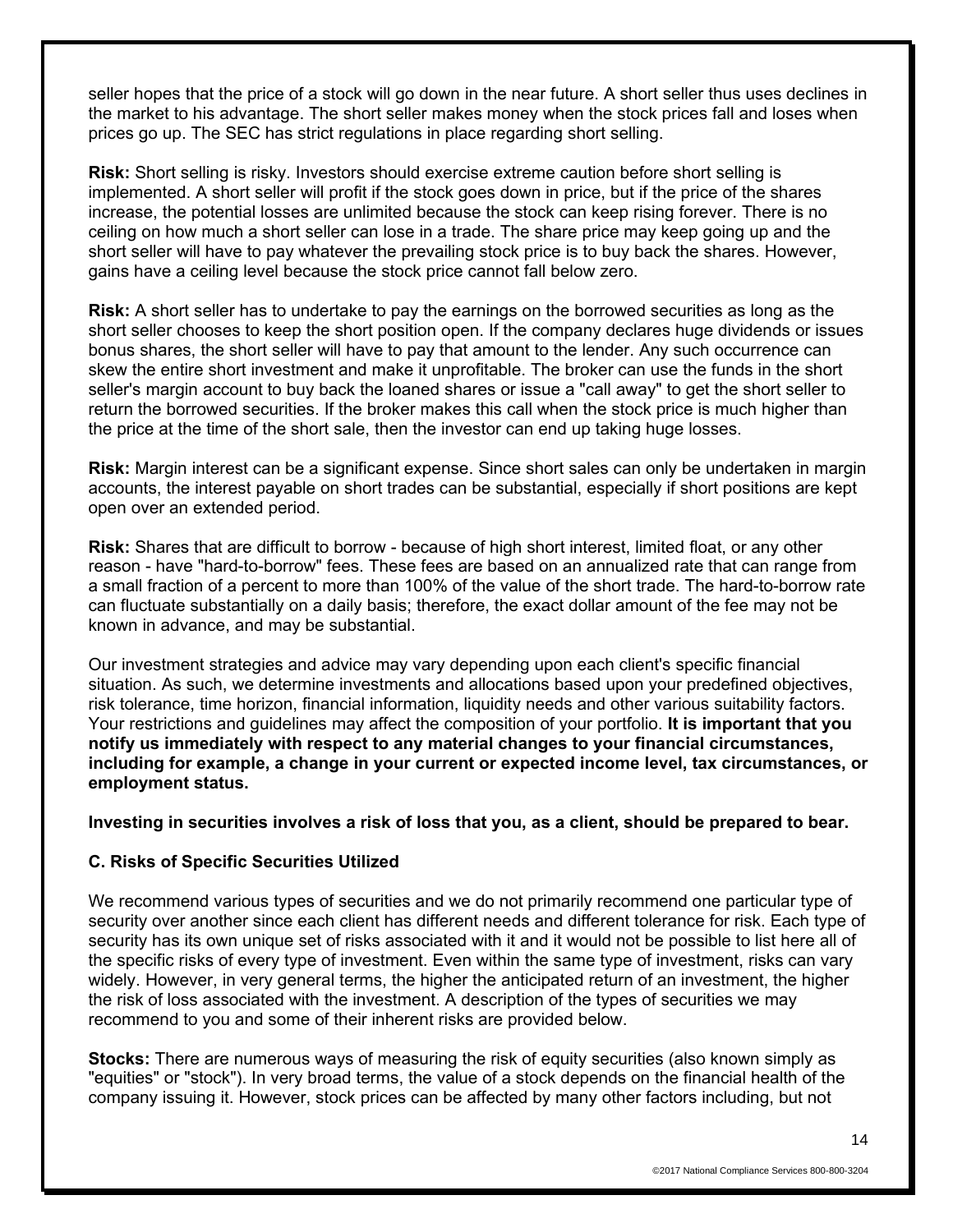seller hopes that the price of a stock will go down in the near future. A short seller thus uses declines in the market to his advantage. The short seller makes money when the stock prices fall and loses when prices go up. The SEC has strict regulations in place regarding short selling.

**Risk:** Short selling is risky. Investors should exercise extreme caution before short selling is implemented. A short seller will profit if the stock goes down in price, but if the price of the shares increase, the potential losses are unlimited because the stock can keep rising forever. There is no ceiling on how much a short seller can lose in a trade. The share price may keep going up and the short seller will have to pay whatever the prevailing stock price is to buy back the shares. However, gains have a ceiling level because the stock price cannot fall below zero.

**Risk:** A short seller has to undertake to pay the earnings on the borrowed securities as long as the short seller chooses to keep the short position open. If the company declares huge dividends or issues bonus shares, the short seller will have to pay that amount to the lender. Any such occurrence can skew the entire short investment and make it unprofitable. The broker can use the funds in the short seller's margin account to buy back the loaned shares or issue a "call away" to get the short seller to return the borrowed securities. If the broker makes this call when the stock price is much higher than the price at the time of the short sale, then the investor can end up taking huge losses.

**Risk:** Margin interest can be a significant expense. Since short sales can only be undertaken in margin accounts, the interest payable on short trades can be substantial, especially if short positions are kept open over an extended period.

**Risk:** Shares that are difficult to borrow - because of high short interest, limited float, or any other reason - have "hard-to-borrow" fees. These fees are based on an annualized rate that can range from a small fraction of a percent to more than 100% of the value of the short trade. The hard-to-borrow rate can fluctuate substantially on a daily basis; therefore, the exact dollar amount of the fee may not be known in advance, and may be substantial.

Our investment strategies and advice may vary depending upon each client's specific financial situation. As such, we determine investments and allocations based upon your predefined objectives, risk tolerance, time horizon, financial information, liquidity needs and other various suitability factors. Your restrictions and guidelines may affect the composition of your portfolio. **It is important that you notify us immediately with respect to any material changes to your financial circumstances, including for example, a change in your current or expected income level, tax circumstances, or employment status.**

**Investing in securities involves a risk of loss that you, as a client, should be prepared to bear.**

### C. Risks of Specific Securities Utilized

We recommend various types of securities and we do not primarily recommend one particular type of security over another since each client has different needs and different tolerance for risk. Each type of security has its own unique set of risks associated with it and it would not be possible to list here all of the specific risks of every type of investment. Even within the same type of investment, risks can vary widely. However, in very general terms, the higher the anticipated return of an investment, the higher the risk of loss associated with the investment. A description of the types of securities we may recommend to you and some of their inherent risks are provided below.

**Stocks:** There are numerous ways of measuring the risk of equity securities (also known simply as "equities" or "stock"). In very broad terms, the value of a stock depends on the financial health of the company issuing it. However, stock prices can be affected by many other factors including, but not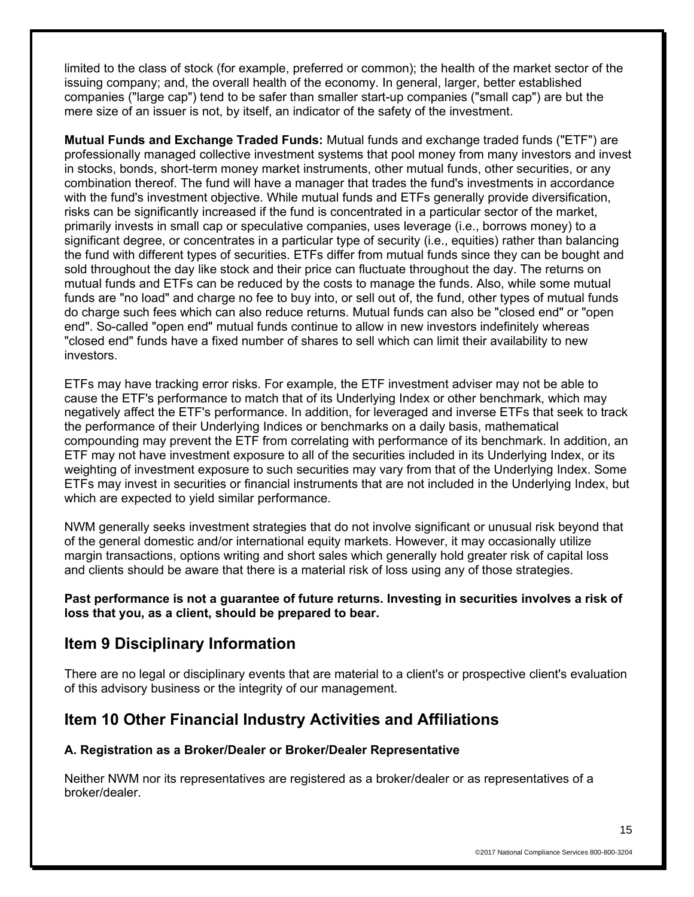limited to the class of stock (for example, preferred or common); the health of the market sector of the issuing company; and, the overall health of the economy. In general, larger, better established companies ("large cap") tend to be safer than smaller start-up companies ("small cap") are but the mere size of an issuer is not, by itself, an indicator of the safety of the investment.

**Mutual Funds and Exchange Traded Funds:** Mutual funds and exchange traded funds ("ETF") are professionally managed collective investment systems that pool money from many investors and invest in stocks, bonds, short-term money market instruments, other mutual funds, other securities, or any combination thereof. The fund will have a manager that trades the fund's investments in accordance with the fund's investment objective. While mutual funds and ETFs generally provide diversification, risks can be significantly increased if the fund is concentrated in a particular sector of the market, primarily invests in small cap or speculative companies, uses leverage (i.e., borrows money) to a significant degree, or concentrates in a particular type of security (i.e., equities) rather than balancing the fund with different types of securities. ETFs differ from mutual funds since they can be bought and sold throughout the day like stock and their price can fluctuate throughout the day. The returns on mutual funds and ETFs can be reduced by the costs to manage the funds. Also, while some mutual funds are "no load" and charge no fee to buy into, or sell out of, the fund, other types of mutual funds do charge such fees which can also reduce returns. Mutual funds can also be "closed end" or "open end". So-called "open end" mutual funds continue to allow in new investors indefinitely whereas "closed end" funds have a fixed number of shares to sell which can limit their availability to new investors.

ETFs may have tracking error risks. For example, the ETF investment adviser may not be able to cause the ETF's performance to match that of its Underlying Index or other benchmark, which may negatively affect the ETF's performance. In addition, for leveraged and inverse ETFs that seek to track the performance of their Underlying Indices or benchmarks on a daily basis, mathematical compounding may prevent the ETF from correlating with performance of its benchmark. In addition, an ETF may not have investment exposure to all of the securities included in its Underlying Index, or its weighting of investment exposure to such securities may vary from that of the Underlying Index. Some ETFs may invest in securities or financial instruments that are not included in the Underlying Index, but which are expected to yield similar performance.

NWM generally seeks investment strategies that do not involve significant or unusual risk beyond that of the general domestic and/or international equity markets. However, it may occasionally utilize margin transactions, options writing and short sales which generally hold greater risk of capital loss and clients should be aware that there is a material risk of loss using any of those strategies.

**Past performance is not a guarantee of future returns. Investing in securities involves a risk of loss that you, as a client, should be prepared to bear.**

## Item 9 Disciplinary Information

There are no legal or disciplinary events that are material to a client's or prospective client's evaluation of this advisory business or the integrity of our management.

## Item 10 Other Financial Industry Activities and Affiliations

### A. Registration as a Broker/Dealer or Broker/Dealer Representative

Neither NWM nor its representatives are registered as a broker/dealer or as representatives of a broker/dealer.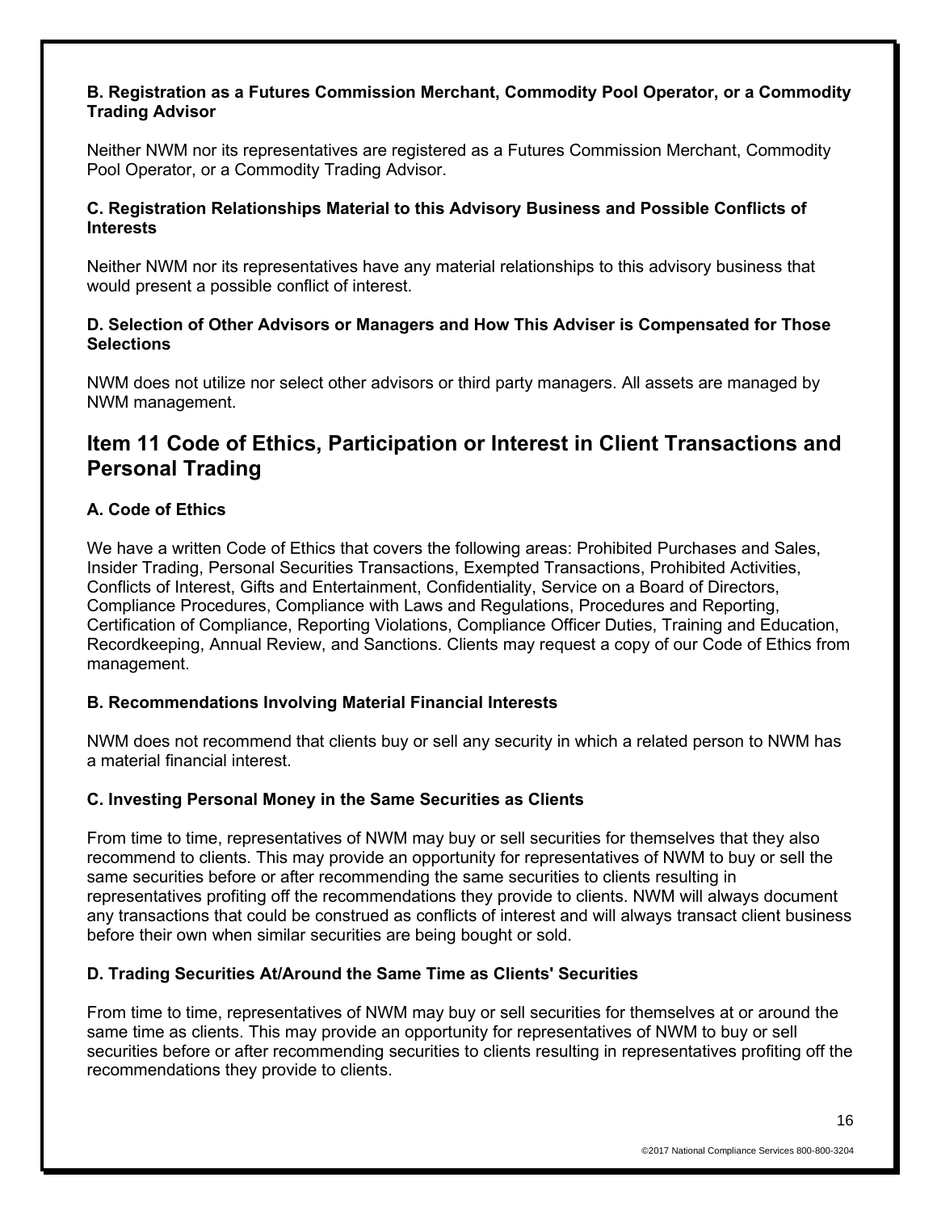#### B. Registration as a Futures Commission Merchant, Commodity Pool Operator, or a Commodity Trading Advisor

Neither NWM nor its representatives are registered as a Futures Commission Merchant, Commodity Pool Operator, or a Commodity Trading Advisor.

#### C. Registration Relationships Material to this Advisory Business and Possible Conflicts of Interests

Neither NWM nor its representatives have any material relationships to this advisory business that would present a possible conflict of interest.

#### D. Selection of Other Advisors or Managers and How This Adviser is Compensated for Those Selections

NWM does not utilize nor select other advisors or third party managers. All assets are managed by NWM management.

## Item 11 Code of Ethics, Participation or Interest in Client Transactions and Personal Trading

#### A. Code of Ethics

We have a written Code of Ethics that covers the following areas: Prohibited Purchases and Sales, Insider Trading, Personal Securities Transactions, Exempted Transactions, Prohibited Activities, Conflicts of Interest, Gifts and Entertainment, Confidentiality, Service on a Board of Directors, Compliance Procedures, Compliance with Laws and Regulations, Procedures and Reporting, Certification of Compliance, Reporting Violations, Compliance Officer Duties, Training and Education, Recordkeeping, Annual Review, and Sanctions. Clients may request a copy of our Code of Ethics from management.

#### B. Recommendations Involving Material Financial Interests

NWM does not recommend that clients buy or sell any security in which a related person to NWM has a material financial interest.

#### C. Investing Personal Money in the Same Securities as Clients

From time to time, representatives of NWM may buy or sell securities for themselves that they also recommend to clients. This may provide an opportunity for representatives of NWM to buy or sell the same securities before or after recommending the same securities to clients resulting in representatives profiting off the recommendations they provide to clients. NWM will always document any transactions that could be construed as conflicts of interest and will always transact client business before their own when similar securities are being bought or sold.

#### D. Trading Securities At/Around the Same Time as Clients' Securities

From time to time, representatives of NWM may buy or sell securities for themselves at or around the same time as clients. This may provide an opportunity for representatives of NWM to buy or sell securities before or after recommending securities to clients resulting in representatives profiting off the recommendations they provide to clients.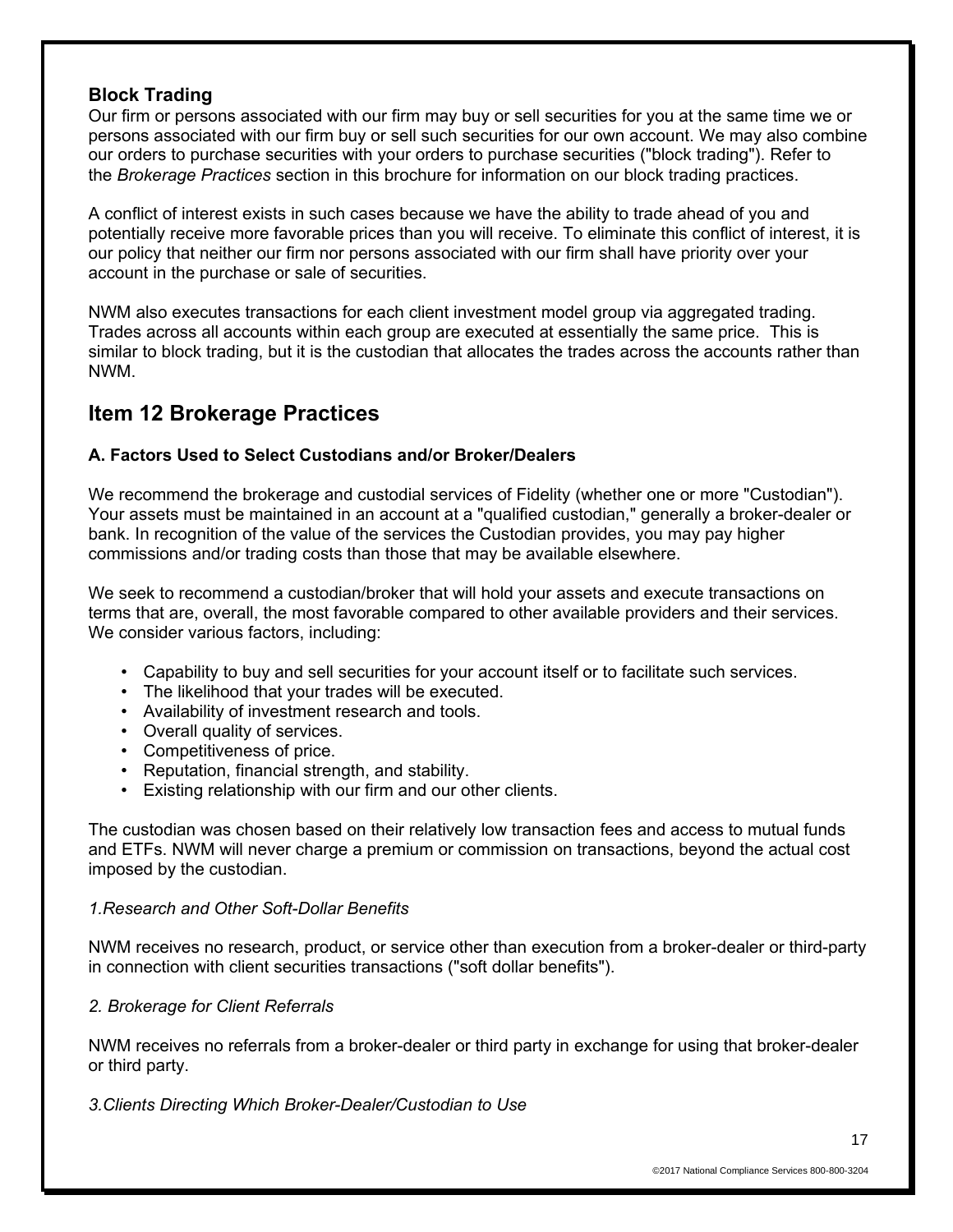### Block Trading

Our firm or persons associated with our firm may buy or sell securities for you at the same time we or persons associated with our firm buy or sell such securities for our own account. We may also combine our orders to purchase securities with your orders to purchase securities ("block trading"). Refer to the *Brokerage Practices* section in this brochure for information on our block trading practices.

A conflict of interest exists in such cases because we have the ability to trade ahead of you and potentially receive more favorable prices than you will receive. To eliminate this conflict of interest, it is our policy that neither our firm nor persons associated with our firm shall have priority over your account in the purchase or sale of securities.

NWM also executes transactions for each client investment model group via aggregated trading. Trades across all accounts within each group are executed at essentially the same price. This is similar to block trading, but it is the custodian that allocates the trades across the accounts rather than NWM.

## Item 12 Brokerage Practices

#### A. Factors Used to Select Custodians and/or Broker/Dealers

We recommend the brokerage and custodial services of Fidelity (whether one or more "Custodian"). Your assets must be maintained in an account at a "qualified custodian," generally a broker-dealer or bank. In recognition of the value of the services the Custodian provides, you may pay higher commissions and/or trading costs than those that may be available elsewhere.

We seek to recommend a custodian/broker that will hold your assets and execute transactions on terms that are, overall, the most favorable compared to other available providers and their services. We consider various factors, including:

- Capability to buy and sell securities for your account itself or to facilitate such services.
- The likelihood that your trades will be executed.
- Availability of investment research and tools.
- Overall quality of services.
- Competitiveness of price.
- Reputation, financial strength, and stability.
- Existing relationship with our firm and our other clients.

The custodian was chosen based on their relatively low transaction fees and access to mutual funds and ETFs. NWM will never charge a premium or commission on transactions, beyond the actual cost imposed by the custodian.

*1.Research and Other Soft-Dollar Benefits*

NWM receives no research, product, or service other than execution from a broker-dealer or third-party in connection with client securities transactions ("soft dollar benefits").

*2. Brokerage for Client Referrals*

NWM receives no referrals from a broker-dealer or third party in exchange for using that broker-dealer or third party.

*3.Clients Directing Which Broker-Dealer/Custodian to Use*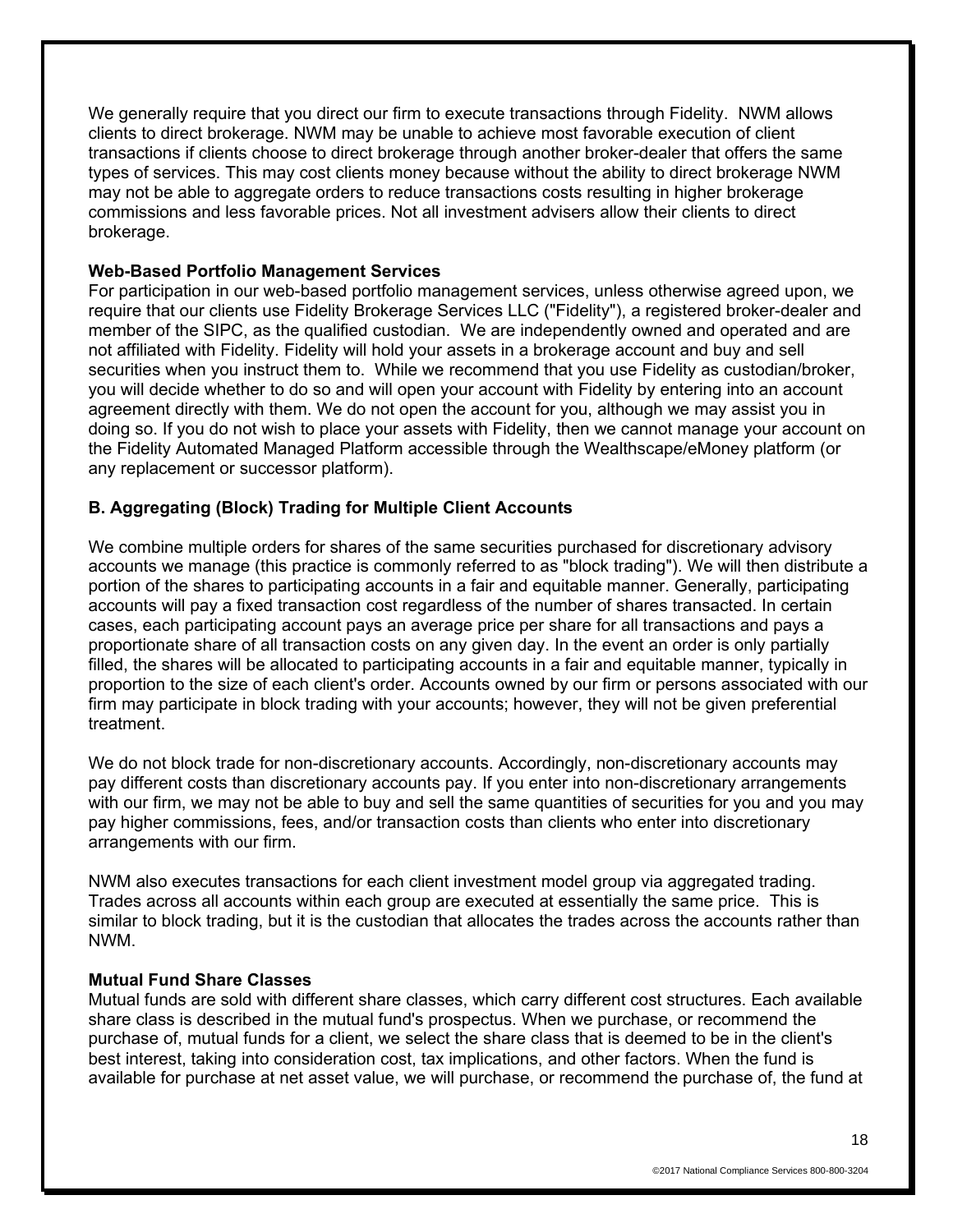We generally require that you direct our firm to execute transactions through Fidelity. NWM allows clients to direct brokerage. NWM may be unable to achieve most favorable execution of client transactions if clients choose to direct brokerage through another broker-dealer that offers the same types of services. This may cost clients money because without the ability to direct brokerage NWM may not be able to aggregate orders to reduce transactions costs resulting in higher brokerage commissions and less favorable prices. Not all investment advisers allow their clients to direct brokerage.

**Web-Based Portfolio Management Services**

For participation in our web-based portfolio management services, unless otherwise agreed upon, we require that our clients use Fidelity Brokerage Services LLC ("Fidelity"), a registered broker-dealer and member of the SIPC, as the qualified custodian. We are independently owned and operated and are not affiliated with Fidelity. Fidelity will hold your assets in a brokerage account and buy and sell securities when you instruct them to. While we recommend that you use Fidelity as custodian/broker, you will decide whether to do so and will open your account with Fidelity by entering into an account agreement directly with them. We do not open the account for you, although we may assist you in doing so. If you do not wish to place your assets with Fidelity, then we cannot manage your account on the Fidelity Automated Managed Platform accessible through the Wealthscape/eMoney platform (or any replacement or successor platform).

### B. Aggregating (Block) Trading for Multiple Client Accounts

We combine multiple orders for shares of the same securities purchased for discretionary advisory accounts we manage (this practice is commonly referred to as "block trading"). We will then distribute a portion of the shares to participating accounts in a fair and equitable manner. Generally, participating accounts will pay a fixed transaction cost regardless of the number of shares transacted. In certain cases, each participating account pays an average price per share for all transactions and pays a proportionate share of all transaction costs on any given day. In the event an order is only partially filled, the shares will be allocated to participating accounts in a fair and equitable manner, typically in proportion to the size of each client's order. Accounts owned by our firm or persons associated with our firm may participate in block trading with your accounts; however, they will not be given preferential treatment.

We do not block trade for non-discretionary accounts. Accordingly, non-discretionary accounts may pay different costs than discretionary accounts pay. If you enter into non-discretionary arrangements with our firm, we may not be able to buy and sell the same quantities of securities for you and you may pay higher commissions, fees, and/or transaction costs than clients who enter into discretionary arrangements with our firm.

NWM also executes transactions for each client investment model group via aggregated trading. Trades across all accounts within each group are executed at essentially the same price. This is similar to block trading, but it is the custodian that allocates the trades across the accounts rather than NWM.

**Mutual Fund Share Classes**

Mutual funds are sold with different share classes, which carry different cost structures. Each available share class is described in the mutual fund's prospectus. When we purchase, or recommend the purchase of, mutual funds for a client, we select the share class that is deemed to be in the client's best interest, taking into consideration cost, tax implications, and other factors. When the fund is available for purchase at net asset value, we will purchase, or recommend the purchase of, the fund at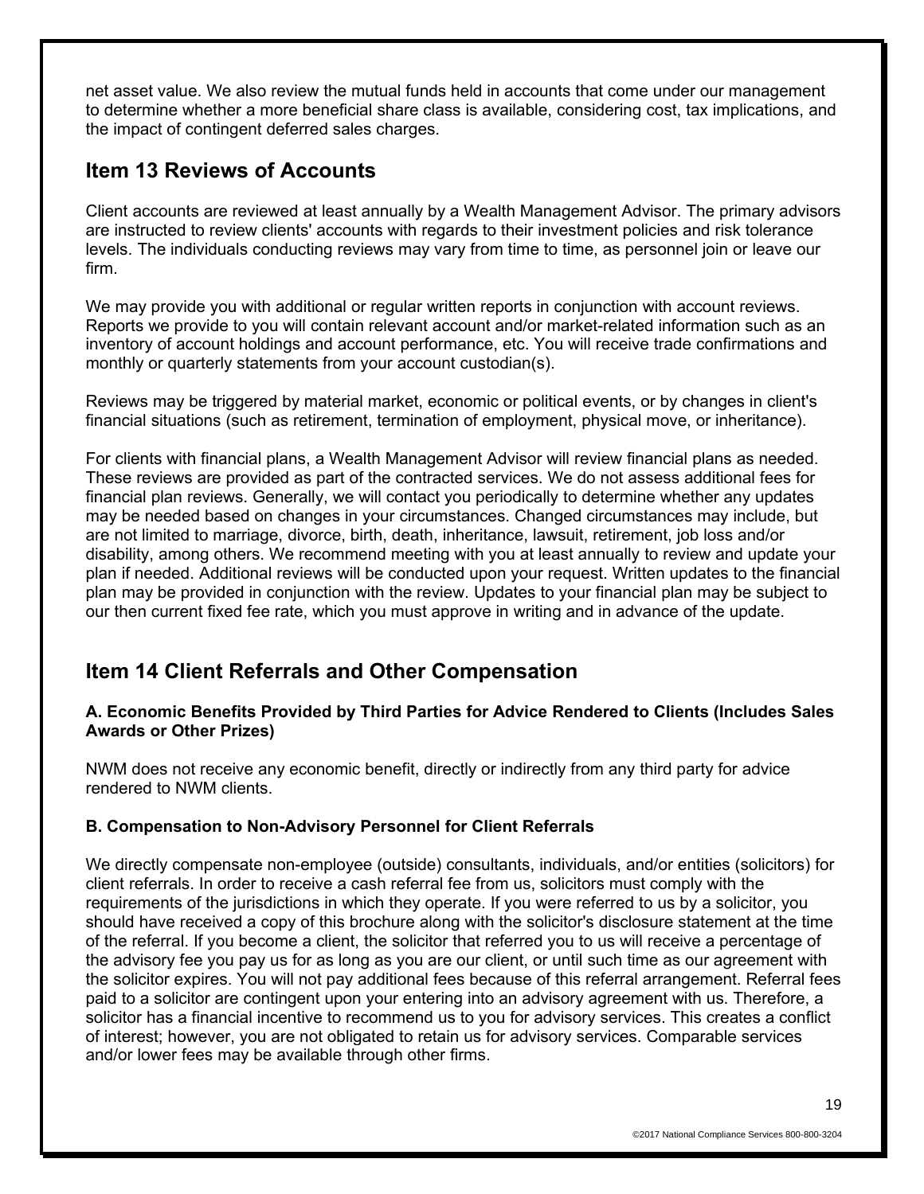net asset value. We also review the mutual funds held in accounts that come under our management to determine whether a more beneficial share class is available, considering cost, tax implications, and the impact of contingent deferred sales charges.

## Item 13 Reviews of Accounts

Client accounts are reviewed at least annually by a Wealth Management Advisor. The primary advisors are instructed to review clients' accounts with regards to their investment policies and risk tolerance levels. The individuals conducting reviews may vary from time to time, as personnel join or leave our firm.

We may provide you with additional or regular written reports in conjunction with account reviews. Reports we provide to you will contain relevant account and/or market-related information such as an inventory of account holdings and account performance, etc. You will receive trade confirmations and monthly or quarterly statements from your account custodian(s).

Reviews may be triggered by material market, economic or political events, or by changes in client's financial situations (such as retirement, termination of employment, physical move, or inheritance).

For clients with financial plans, a Wealth Management Advisor will review financial plans as needed. These reviews are provided as part of the contracted services. We do not assess additional fees for financial plan reviews. Generally, we will contact you periodically to determine whether any updates may be needed based on changes in your circumstances. Changed circumstances may include, but are not limited to marriage, divorce, birth, death, inheritance, lawsuit, retirement, job loss and/or disability, among others. We recommend meeting with you at least annually to review and update your plan if needed. Additional reviews will be conducted upon your request. Written updates to the financial plan may be provided in conjunction with the review. Updates to your financial plan may be subject to our then current fixed fee rate, which you must approve in writing and in advance of the update.

## Item 14 Client Referrals and Other Compensation

**A. Economic Benefits Provided by Third Parties for Advice Rendered to Clients (Includes Sales Awards or Other Prizes)**

NWM does not receive any economic benefit, directly or indirectly from any third party for advice rendered to NWM clients.

**B. Compensation to Non-Advisory Personnel for Client Referrals**

We directly compensate non-employee (outside) consultants, individuals, and/or entities (solicitors) for client referrals. In order to receive a cash referral fee from us, solicitors must comply with the requirements of the jurisdictions in which they operate. If you were referred to us by a solicitor, you should have received a copy of this brochure along with the solicitor's disclosure statement at the time of the referral. If you become a client, the solicitor that referred you to us will receive a percentage of the advisory fee you pay us for as long as you are our client, or until such time as our agreement with the solicitor expires. You will not pay additional fees because of this referral arrangement. Referral fees paid to a solicitor are contingent upon your entering into an advisory agreement with us. Therefore, a solicitor has a financial incentive to recommend us to you for advisory services. This creates a conflict of interest; however, you are not obligated to retain us for advisory services. Comparable services and/or lower fees may be available through other firms.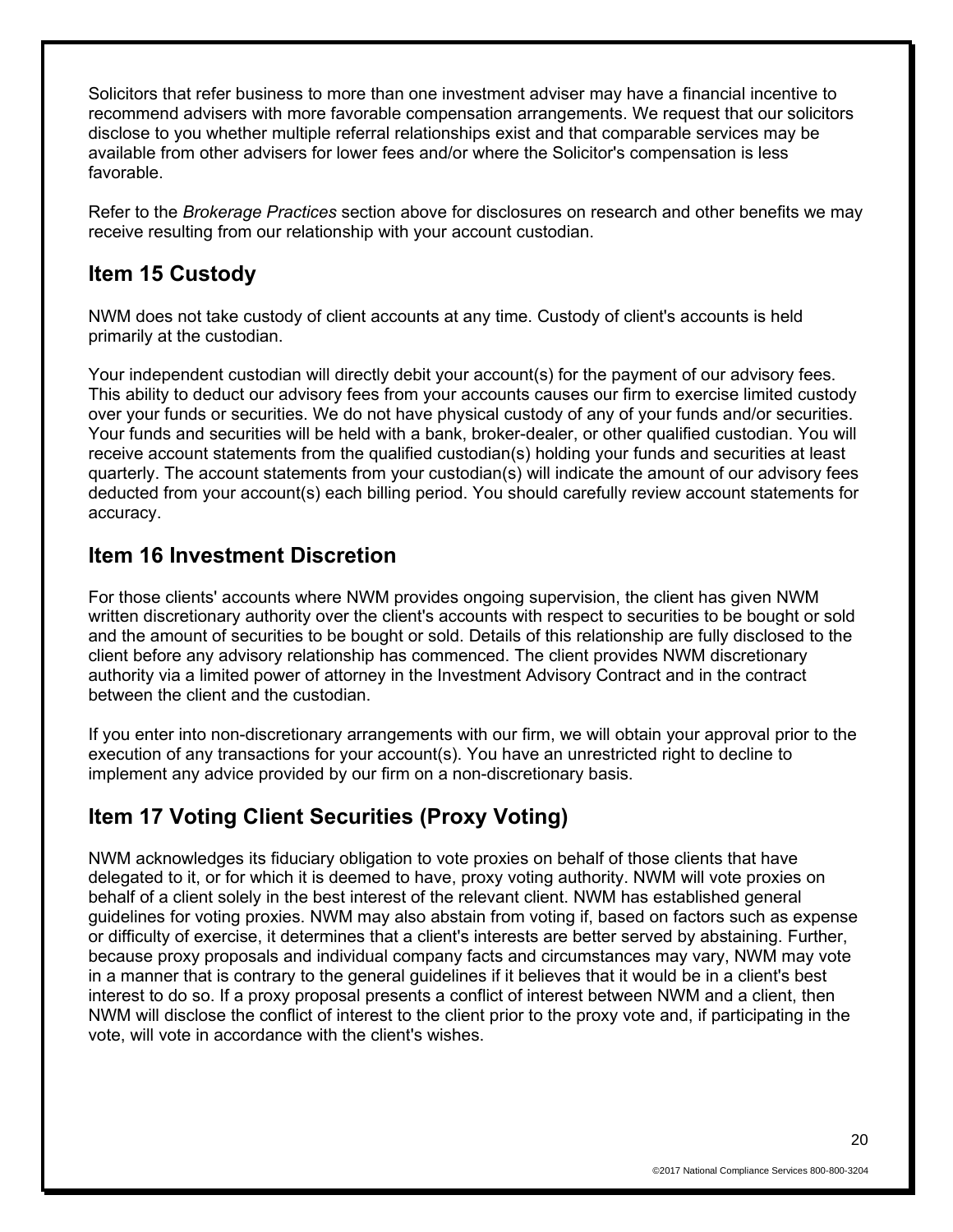Solicitors that refer business to more than one investment adviser may have a financial incentive to recommend advisers with more favorable compensation arrangements. We request that our solicitors disclose to you whether multiple referral relationships exist and that comparable services may be available from other advisers for lower fees and/or where the Solicitor's compensation is less favorable.

Refer to the *Brokerage Practices* section above for disclosures on research and other benefits we may receive resulting from our relationship with your account custodian.

## Item 15 Custody

NWM does not take custody of client accounts at any time. Custody of client's accounts is held primarily at the custodian.

Your independent custodian will directly debit your account(s) for the payment of our advisory fees. This ability to deduct our advisory fees from your accounts causes our firm to exercise limited custody over your funds or securities. We do not have physical custody of any of your funds and/or securities. Your funds and securities will be held with a bank, broker-dealer, or other qualified custodian. You will receive account statements from the qualified custodian(s) holding your funds and securities at least quarterly. The account statements from your custodian(s) will indicate the amount of our advisory fees deducted from your account(s) each billing period. You should carefully review account statements for accuracy.

## Item 16 Investment Discretion

For those clients' accounts where NWM provides ongoing supervision, the client has given NWM written discretionary authority over the client's accounts with respect to securities to be bought or sold and the amount of securities to be bought or sold. Details of this relationship are fully disclosed to the client before any advisory relationship has commenced. The client provides NWM discretionary authority via a limited power of attorney in the Investment Advisory Contract and in the contract between the client and the custodian.

If you enter into non-discretionary arrangements with our firm, we will obtain your approval prior to the execution of any transactions for your account(s). You have an unrestricted right to decline to implement any advice provided by our firm on a non-discretionary basis.

## Item 17 Voting Client Securities (Proxy Voting)

NWM acknowledges its fiduciary obligation to vote proxies on behalf of those clients that have delegated to it, or for which it is deemed to have, proxy voting authority. NWM will vote proxies on behalf of a client solely in the best interest of the relevant client. NWM has established general guidelines for voting proxies. NWM may also abstain from voting if, based on factors such as expense or difficulty of exercise, it determines that a client's interests are better served by abstaining. Further, because proxy proposals and individual company facts and circumstances may vary, NWM may vote in a manner that is contrary to the general guidelines if it believes that it would be in a client's best interest to do so. If a proxy proposal presents a conflict of interest between NWM and a client, then NWM will disclose the conflict of interest to the client prior to the proxy vote and, if participating in the vote, will vote in accordance with the client's wishes.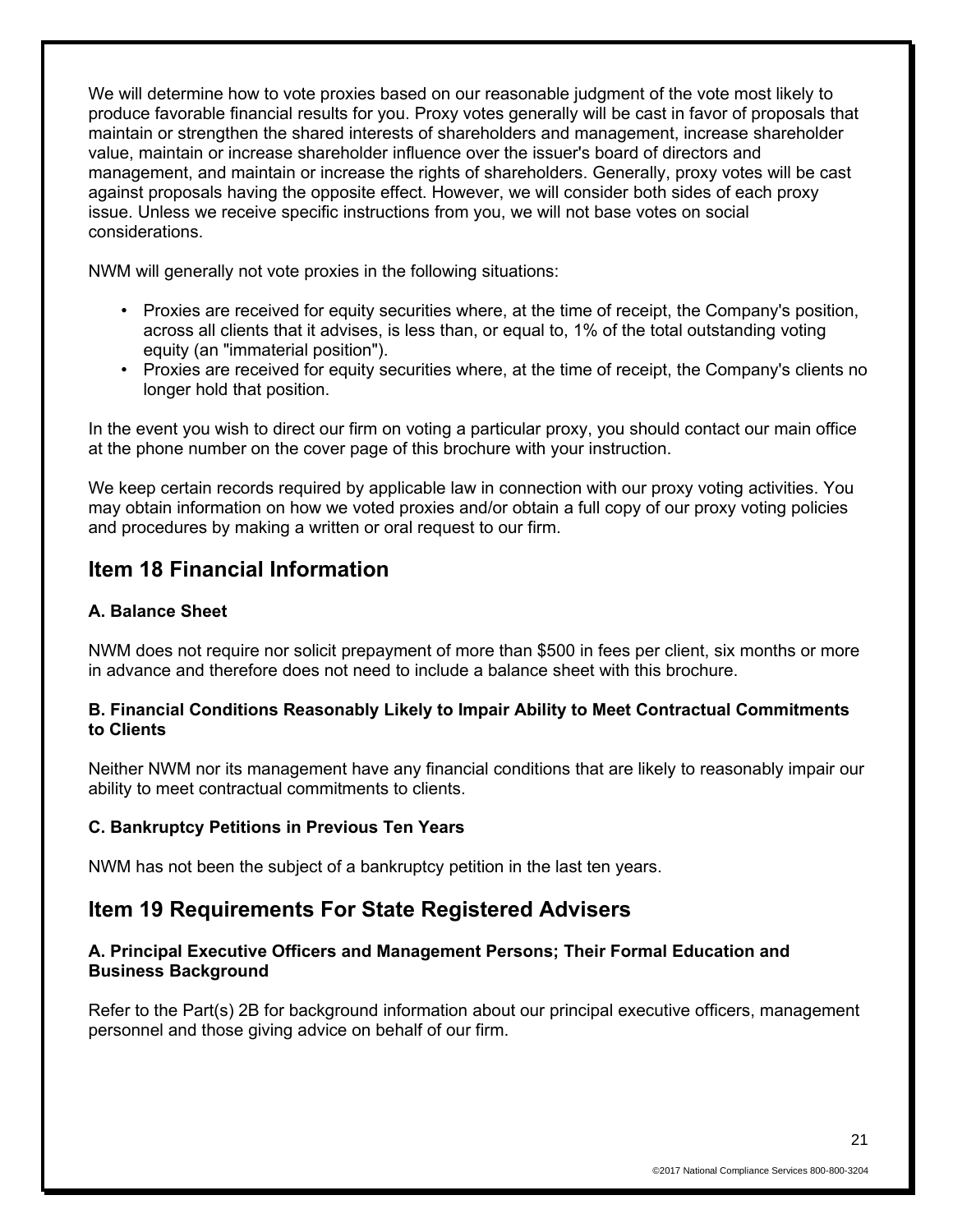We will determine how to vote proxies based on our reasonable judgment of the vote most likely to produce favorable financial results for you. Proxy votes generally will be cast in favor of proposals that maintain or strengthen the shared interests of shareholders and management, increase shareholder value, maintain or increase shareholder influence over the issuer's board of directors and management, and maintain or increase the rights of shareholders. Generally, proxy votes will be cast against proposals having the opposite effect. However, we will consider both sides of each proxy issue. Unless we receive specific instructions from you, we will not base votes on social considerations.

NWM will generally not vote proxies in the following situations:

- Proxies are received for equity securities where, at the time of receipt, the Company's position, across all clients that it advises, is less than, or equal to, 1% of the total outstanding voting equity (an "immaterial position").
- Proxies are received for equity securities where, at the time of receipt, the Company's clients no longer hold that position.

In the event you wish to direct our firm on voting a particular proxy, you should contact our main office at the phone number on the cover page of this brochure with your instruction.

We keep certain records required by applicable law in connection with our proxy voting activities. You may obtain information on how we voted proxies and/or obtain a full copy of our proxy voting policies and procedures by making a written or oral request to our firm.

## Item 18 Financial Information

### A. Balance Sheet

NWM does not require nor solicit prepayment of more than $500 in fees per client, six months or more in advance and therefore does not need to include a balance sheet with this brochure.

### B. Financial Conditions Reasonably Likely to Impair Ability to Meet Contractual Commitments to Clients

Neither NWM nor its management have any financial conditions that are likely to reasonably impair our ability to meet contractual commitments to clients.

### C. Bankruptcy Petitions in Previous Ten Years

NWM has not been the subject of a bankruptcy petition in the last ten years.

## Item 19 Requirements For State Registered Advisers

### A. Principal Executive Officers and Management Persons; Their Formal Education and Business Background

Refer to the Part(s) 2B for background information about our principal executive officers, management personnel and those giving advice on behalf of our firm.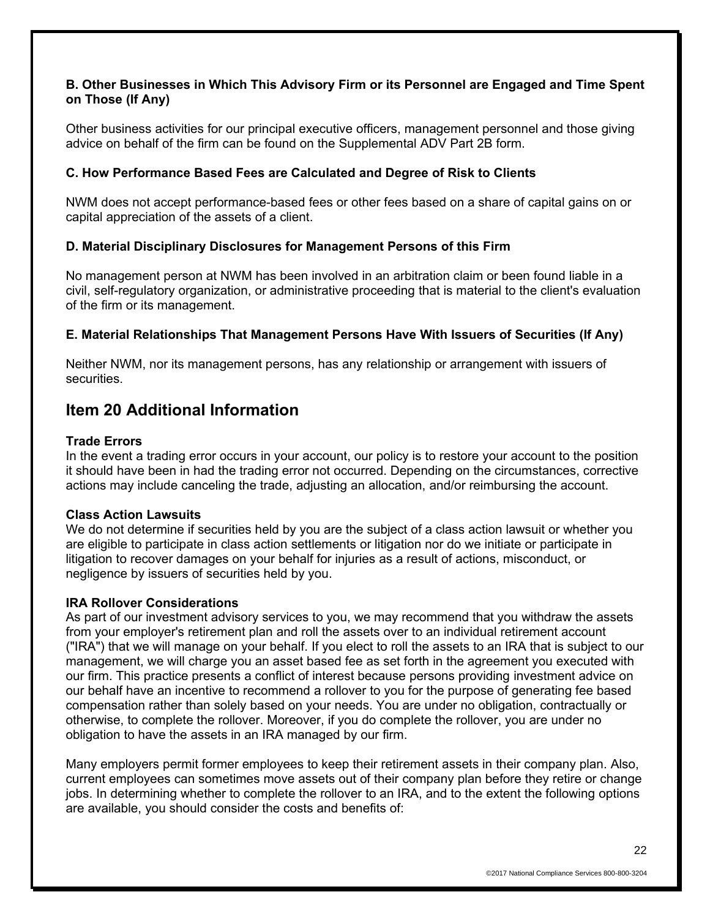**B. Other Businesses in Which This Advisory Firm or its Personnel are Engaged and Time Spent on Those (If Any)**

Other business activities for our principal executive officers, management personnel and those giving advice on behalf of the firm can be found on the Supplemental ADV Part 2B form.

**C. How Performance Based Fees are Calculated and Degree of Risk to Clients**

NWM does not accept performance-based fees or other fees based on a share of capital gains on or capital appreciation of the assets of a client.

**D. Material Disciplinary Disclosures for Management Persons of this Firm**

No management person at NWM has been involved in an arbitration claim or been found liable in a civil, self-regulatory organization, or administrative proceeding that is material to the client's evaluation of the firm or its management.

**E. Material Relationships That Management Persons Have With Issuers of Securities (If Any)**

Neither NWM, nor its management persons, has any relationship or arrangement with issuers of securities.

## Item 20 Additional Information

**Trade Errors**
In the event a trading error occurs in your account, our policy is to restore your account to the position it should have been in had the trading error not occurred. Depending on the circumstances, corrective actions may include canceling the trade, adjusting an allocation, and/or reimbursing the account.

**Class Action Lawsuits**
We do not determine if securities held by you are the subject of a class action lawsuit or whether you are eligible to participate in class action settlements or litigation nor do we initiate or participate in litigation to recover damages on your behalf for injuries as a result of actions, misconduct, or negligence by issuers of securities held by you.

**IRA Rollover Considerations**
As part of our investment advisory services to you, we may recommend that you withdraw the assets from your employer's retirement plan and roll the assets over to an individual retirement account ("IRA") that we will manage on your behalf. If you elect to roll the assets to an IRA that is subject to our management, we will charge you an asset based fee as set forth in the agreement you executed with our firm. This practice presents a conflict of interest because persons providing investment advice on our behalf have an incentive to recommend a rollover to you for the purpose of generating fee based compensation rather than solely based on your needs. You are under no obligation, contractually or otherwise, to complete the rollover. Moreover, if you do complete the rollover, you are under no obligation to have the assets in an IRA managed by our firm.

Many employers permit former employees to keep their retirement assets in their company plan. Also, current employees can sometimes move assets out of their company plan before they retire or change jobs. In determining whether to complete the rollover to an IRA, and to the extent the following options are available, you should consider the costs and benefits of: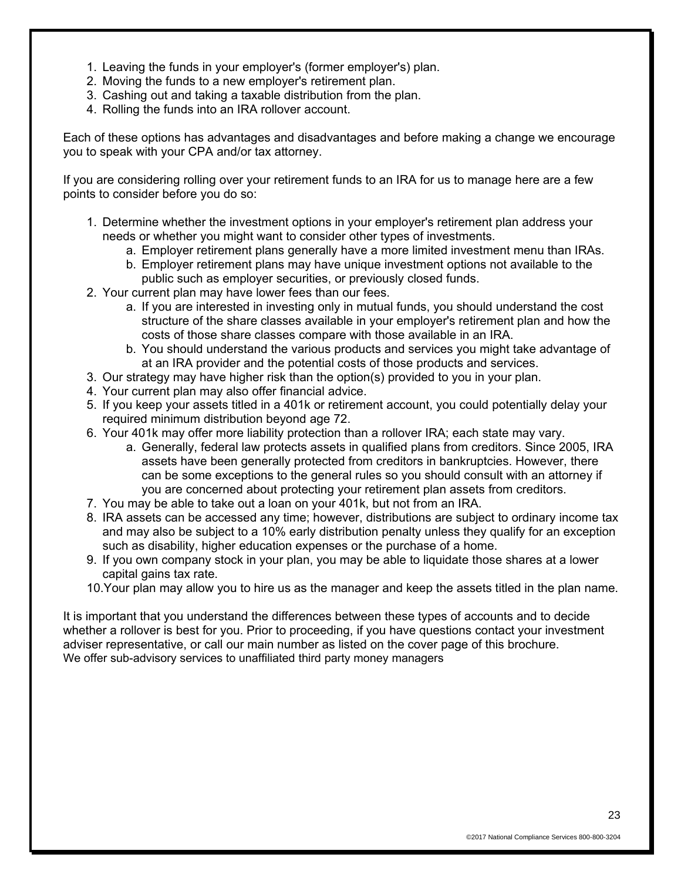1. Leaving the funds in your employer's (former employer's) plan.
2. Moving the funds to a new employer's retirement plan.
3. Cashing out and taking a taxable distribution from the plan.
4. Rolling the funds into an IRA rollover account.

Each of these options has advantages and disadvantages and before making a change we encourage you to speak with your CPA and/or tax attorney.

If you are considering rolling over your retirement funds to an IRA for us to manage here are a few points to consider before you do so:

1. Determine whether the investment options in your employer's retirement plan address your needs or whether you might want to consider other types of investments.
   a. Employer retirement plans generally have a more limited investment menu than IRAs.
   b. Employer retirement plans may have unique investment options not available to the public such as employer securities, or previously closed funds.
2. Your current plan may have lower fees than our fees.
   a. If you are interested in investing only in mutual funds, you should understand the cost structure of the share classes available in your employer's retirement plan and how the costs of those share classes compare with those available in an IRA.
   b. You should understand the various products and services you might take advantage of at an IRA provider and the potential costs of those products and services.
3. Our strategy may have higher risk than the option(s) provided to you in your plan.
4. Your current plan may also offer financial advice.
5. If you keep your assets titled in a 401k or retirement account, you could potentially delay your required minimum distribution beyond age 72.
6. Your 401k may offer more liability protection than a rollover IRA; each state may vary.
   a. Generally, federal law protects assets in qualified plans from creditors. Since 2005, IRA assets have been generally protected from creditors in bankruptcies. However, there can be some exceptions to the general rules so you should consult with an attorney if you are concerned about protecting your retirement plan assets from creditors.
7. You may be able to take out a loan on your 401k, but not from an IRA.
8. IRA assets can be accessed any time; however, distributions are subject to ordinary income tax and may also be subject to a 10% early distribution penalty unless they qualify for an exception such as disability, higher education expenses or the purchase of a home.
9. If you own company stock in your plan, you may be able to liquidate those shares at a lower capital gains tax rate.
10. Your plan may allow you to hire us as the manager and keep the assets titled in the plan name.

It is important that you understand the differences between these types of accounts and to decide whether a rollover is best for you. Prior to proceeding, if you have questions contact your investment adviser representative, or call our main number as listed on the cover page of this brochure.
We offer sub-advisory services to unaffiliated third party money managers